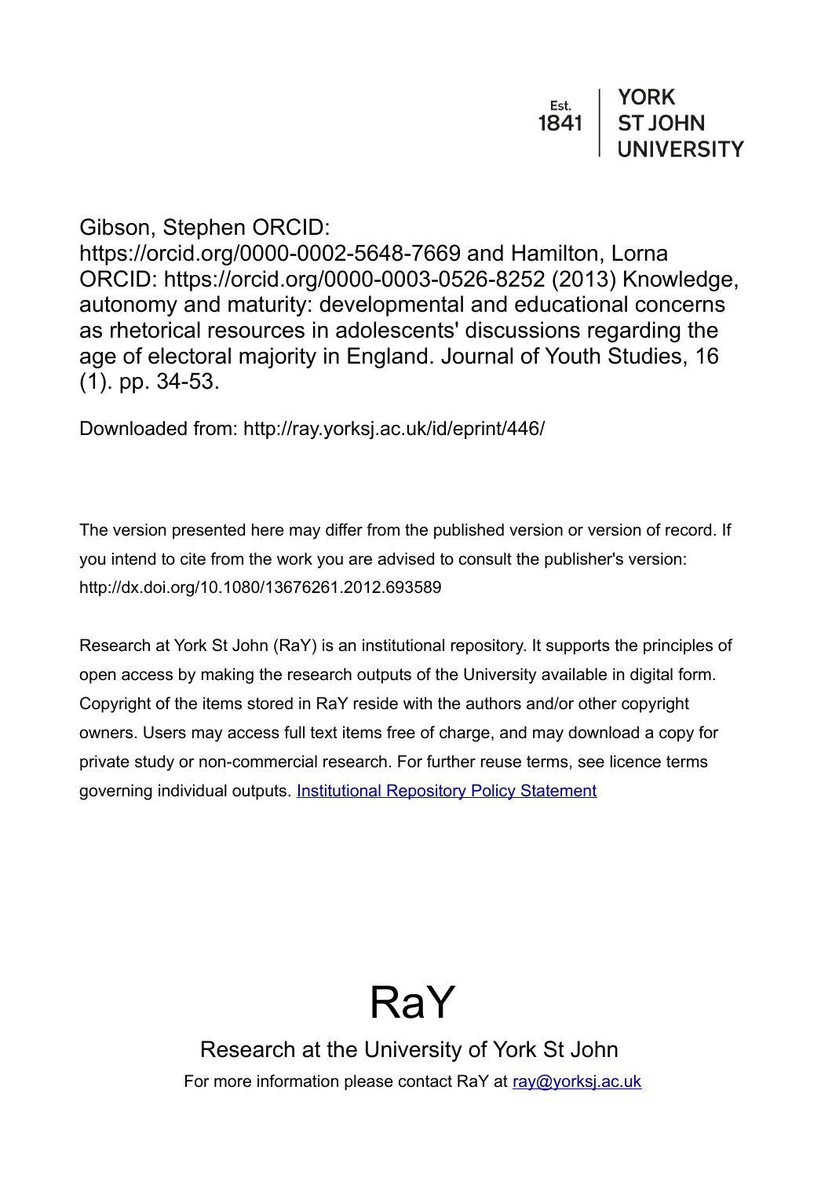Est. 1841 | YORK ST JOHN UNIVERSITY

Gibson, Stephen ORCID: https://orcid.org/0000-0002-5648-7669 and Hamilton, Lorna ORCID: https://orcid.org/0000-0003-0526-8252 (2013) Knowledge, autonomy and maturity: developmental and educational concerns as rhetorical resources in adolescents' discussions regarding the age of electoral majority in England. Journal of Youth Studies, 16 (1). pp. 34-53.

Downloaded from: http://ray.yorksj.ac.uk/id/eprint/446/

The version presented here may differ from the published version or version of record. If you intend to cite from the work you are advised to consult the publisher's version: http://dx.doi.org/10.1080/13676261.2012.693589

Research at York St John (RaY) is an institutional repository. It supports the principles of open access by making the research outputs of the University available in digital form. Copyright of the items stored in RaY reside with the authors and/or other copyright owners. Users may access full text items free of charge, and may download a copy for private study or non-commercial research. For further reuse terms, see licence terms governing individual outputs. [Institutional Repository Policy Statement](Institutional Repository Policy Statement)

# RaY

Research at the University of York St John

For more information please contact RaY at [ray@yorksj.ac.uk](mailto:ray@yorksj.ac.uk)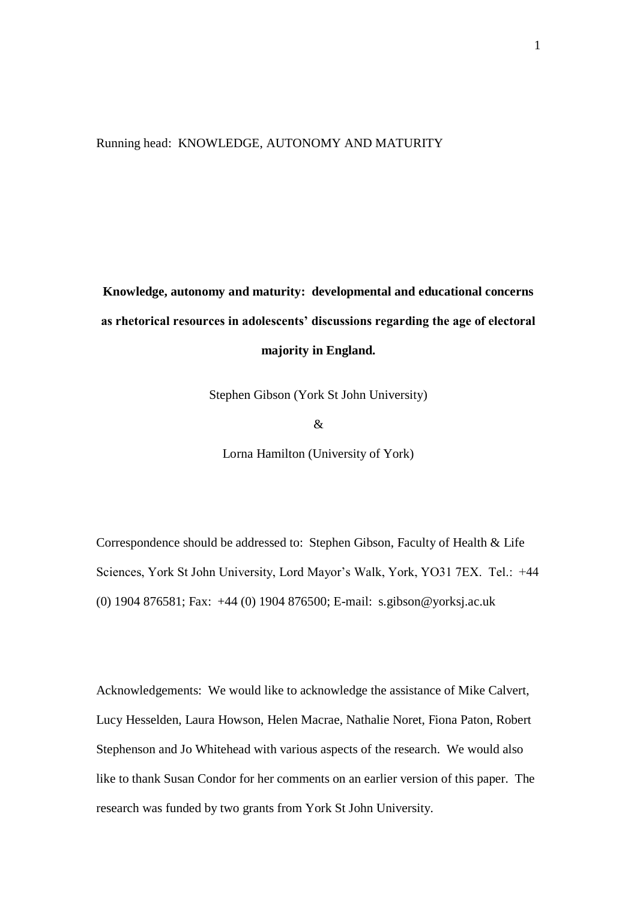Running head: KNOWLEDGE, AUTONOMY AND MATURITY

# Knowledge, autonomy and maturity: developmental and educational concerns as rhetorical resources in adolescents' discussions regarding the age of electoral majority in England.

Stephen Gibson (York St John University)

&

Lorna Hamilton (University of York)

Correspondence should be addressed to: Stephen Gibson, Faculty of Health & Life Sciences, York St John University, Lord Mayor's Walk, York, YO31 7EX. Tel.: +44 (0) 1904 876581; Fax: +44 (0) 1904 876500; E-mail: s.gibson@yorksj.ac.uk

Acknowledgements: We would like to acknowledge the assistance of Mike Calvert, Lucy Hesselden, Laura Howson, Helen Macrae, Nathalie Noret, Fiona Paton, Robert Stephenson and Jo Whitehead with various aspects of the research. We would also like to thank Susan Condor for her comments on an earlier version of this paper. The research was funded by two grants from York St John University.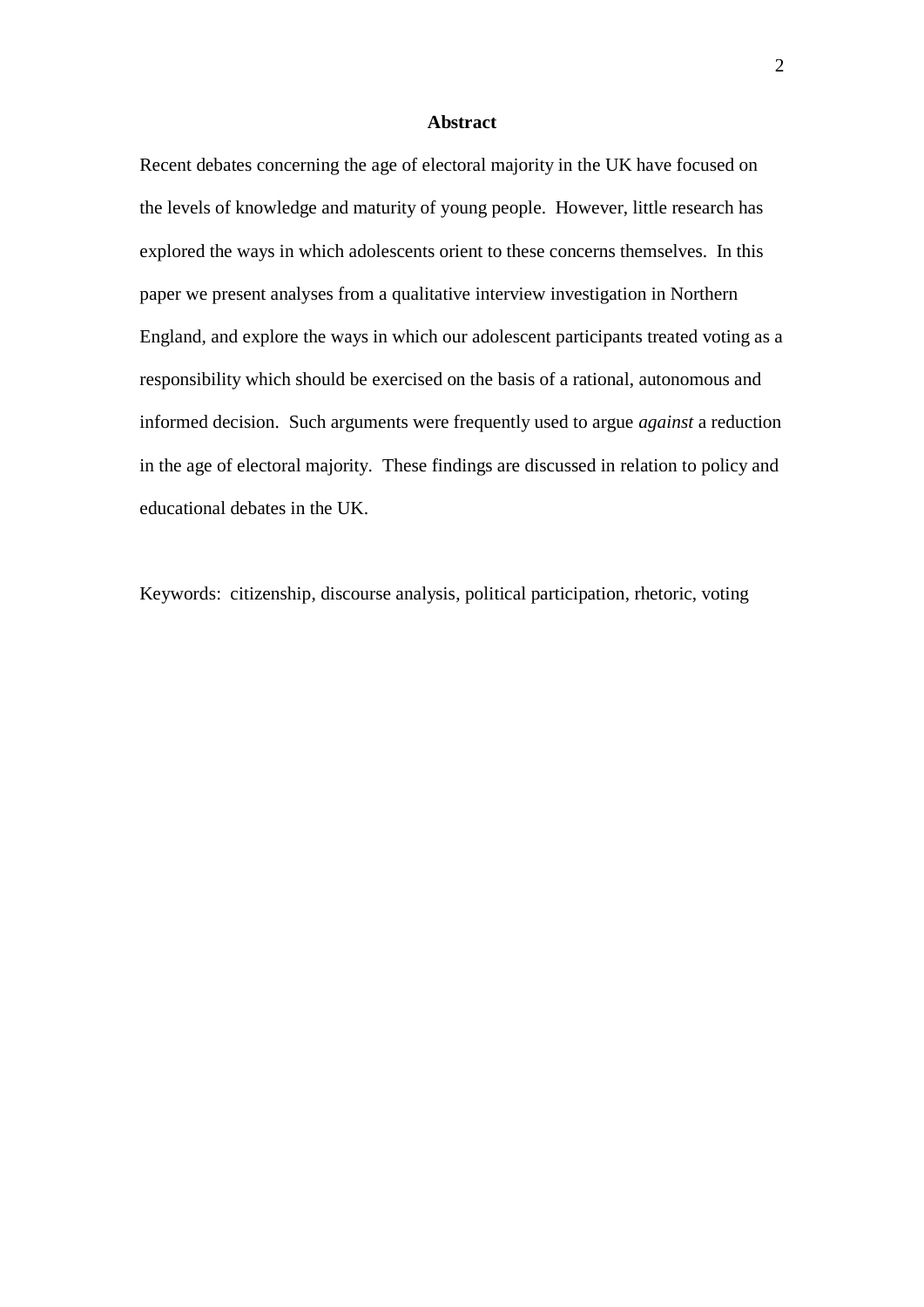## Abstract

Recent debates concerning the age of electoral majority in the UK have focused on the levels of knowledge and maturity of young people. However, little research has explored the ways in which adolescents orient to these concerns themselves. In this paper we present analyses from a qualitative interview investigation in Northern England, and explore the ways in which our adolescent participants treated voting as a responsibility which should be exercised on the basis of a rational, autonomous and informed decision. Such arguments were frequently used to argue *against* a reduction in the age of electoral majority. These findings are discussed in relation to policy and educational debates in the UK.

Keywords: citizenship, discourse analysis, political participation, rhetoric, voting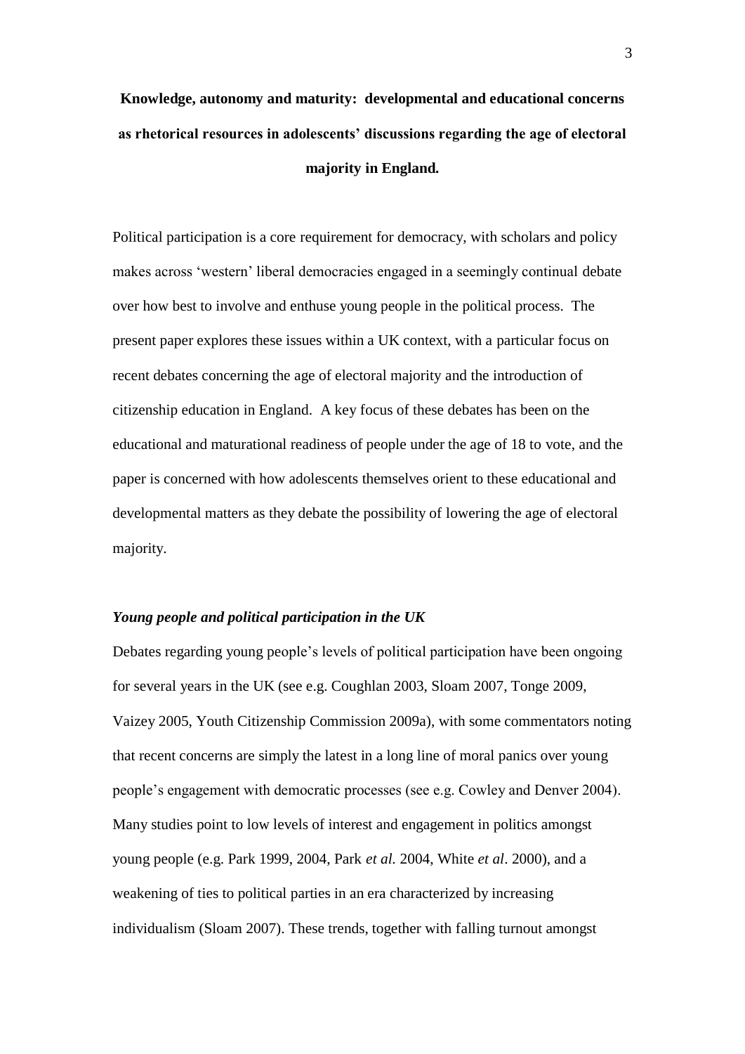# Knowledge, autonomy and maturity: developmental and educational concerns as rhetorical resources in adolescents' discussions regarding the age of electoral majority in England.

Political participation is a core requirement for democracy, with scholars and policy makes across 'western' liberal democracies engaged in a seemingly continual debate over how best to involve and enthuse young people in the political process. The present paper explores these issues within a UK context, with a particular focus on recent debates concerning the age of electoral majority and the introduction of citizenship education in England. A key focus of these debates has been on the educational and maturational readiness of people under the age of 18 to vote, and the paper is concerned with how adolescents themselves orient to these educational and developmental matters as they debate the possibility of lowering the age of electoral majority.

### *Young people and political participation in the UK*

Debates regarding young people's levels of political participation have been ongoing for several years in the UK (see e.g. Coughlan 2003, Sloam 2007, Tonge 2009, Vaizey 2005, Youth Citizenship Commission 2009a), with some commentators noting that recent concerns are simply the latest in a long line of moral panics over young people's engagement with democratic processes (see e.g. Cowley and Denver 2004). Many studies point to low levels of interest and engagement in politics amongst young people (e.g. Park 1999, 2004, Park *et al.* 2004, White *et al*. 2000), and a weakening of ties to political parties in an era characterized by increasing individualism (Sloam 2007). These trends, together with falling turnout amongst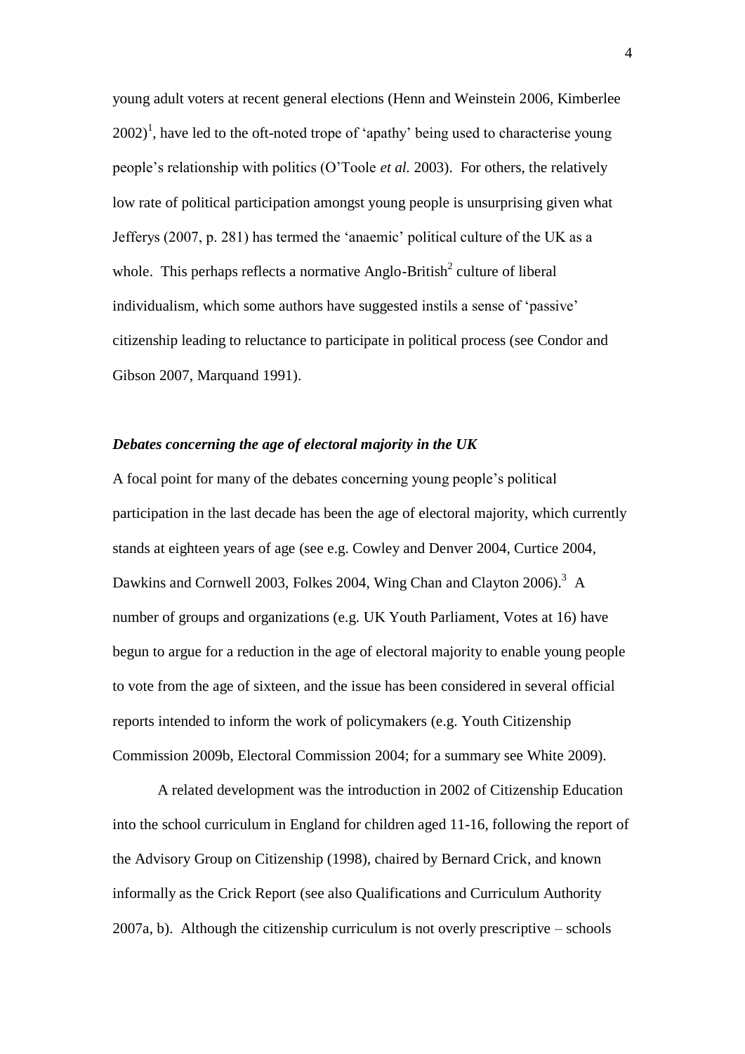young adult voters at recent general elections (Henn and Weinstein 2006, Kimberlee 2002)[1], have led to the oft-noted trope of 'apathy' being used to characterise young people's relationship with politics (O'Toole *et al.* 2003). For others, the relatively low rate of political participation amongst young people is unsurprising given what Jefferys (2007, p. 281) has termed the 'anaemic' political culture of the UK as a whole. This perhaps reflects a normative Anglo-British[2] culture of liberal individualism, which some authors have suggested instils a sense of 'passive' citizenship leading to reluctance to participate in political process (see Condor and Gibson 2007, Marquand 1991).

### *Debates concerning the age of electoral majority in the UK*

A focal point for many of the debates concerning young people's political participation in the last decade has been the age of electoral majority, which currently stands at eighteen years of age (see e.g. Cowley and Denver 2004, Curtice 2004, Dawkins and Cornwell 2003, Folkes 2004, Wing Chan and Clayton 2006).[3] A number of groups and organizations (e.g. UK Youth Parliament, Votes at 16) have begun to argue for a reduction in the age of electoral majority to enable young people to vote from the age of sixteen, and the issue has been considered in several official reports intended to inform the work of policymakers (e.g. Youth Citizenship Commission 2009b, Electoral Commission 2004; for a summary see White 2009).

A related development was the introduction in 2002 of Citizenship Education into the school curriculum in England for children aged 11-16, following the report of the Advisory Group on Citizenship (1998), chaired by Bernard Crick, and known informally as the Crick Report (see also Qualifications and Curriculum Authority 2007a, b). Although the citizenship curriculum is not overly prescriptive – schools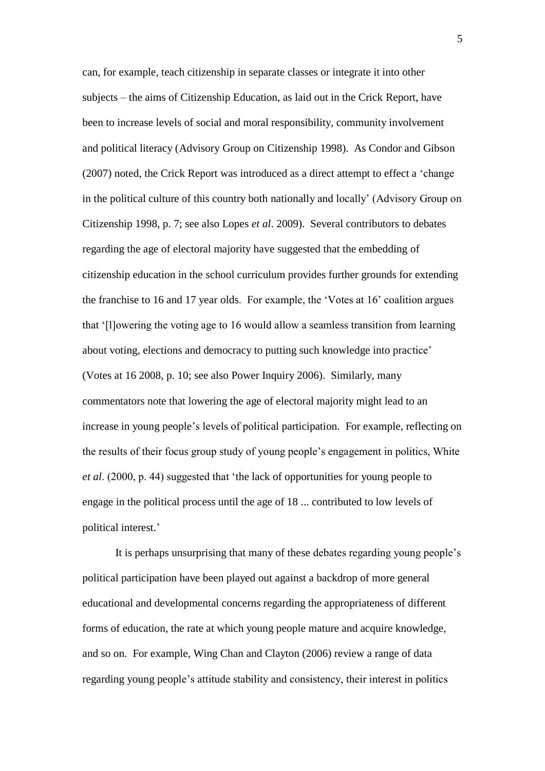can, for example, teach citizenship in separate classes or integrate it into other subjects – the aims of Citizenship Education, as laid out in the Crick Report, have been to increase levels of social and moral responsibility, community involvement and political literacy (Advisory Group on Citizenship 1998). As Condor and Gibson (2007) noted, the Crick Report was introduced as a direct attempt to effect a 'change in the political culture of this country both nationally and locally' (Advisory Group on Citizenship 1998, p. 7; see also Lopes *et al*. 2009). Several contributors to debates regarding the age of electoral majority have suggested that the embedding of citizenship education in the school curriculum provides further grounds for extending the franchise to 16 and 17 year olds. For example, the 'Votes at 16' coalition argues that '[l]owering the voting age to 16 would allow a seamless transition from learning about voting, elections and democracy to putting such knowledge into practice' (Votes at 16 2008, p. 10; see also Power Inquiry 2006). Similarly, many commentators note that lowering the age of electoral majority might lead to an increase in young people's levels of political participation. For example, reflecting on the results of their focus group study of young people's engagement in politics, White *et al*. (2000, p. 44) suggested that 'the lack of opportunities for young people to engage in the political process until the age of 18 ... contributed to low levels of political interest.'

It is perhaps unsurprising that many of these debates regarding young people's political participation have been played out against a backdrop of more general educational and developmental concerns regarding the appropriateness of different forms of education, the rate at which young people mature and acquire knowledge, and so on. For example, Wing Chan and Clayton (2006) review a range of data regarding young people's attitude stability and consistency, their interest in politics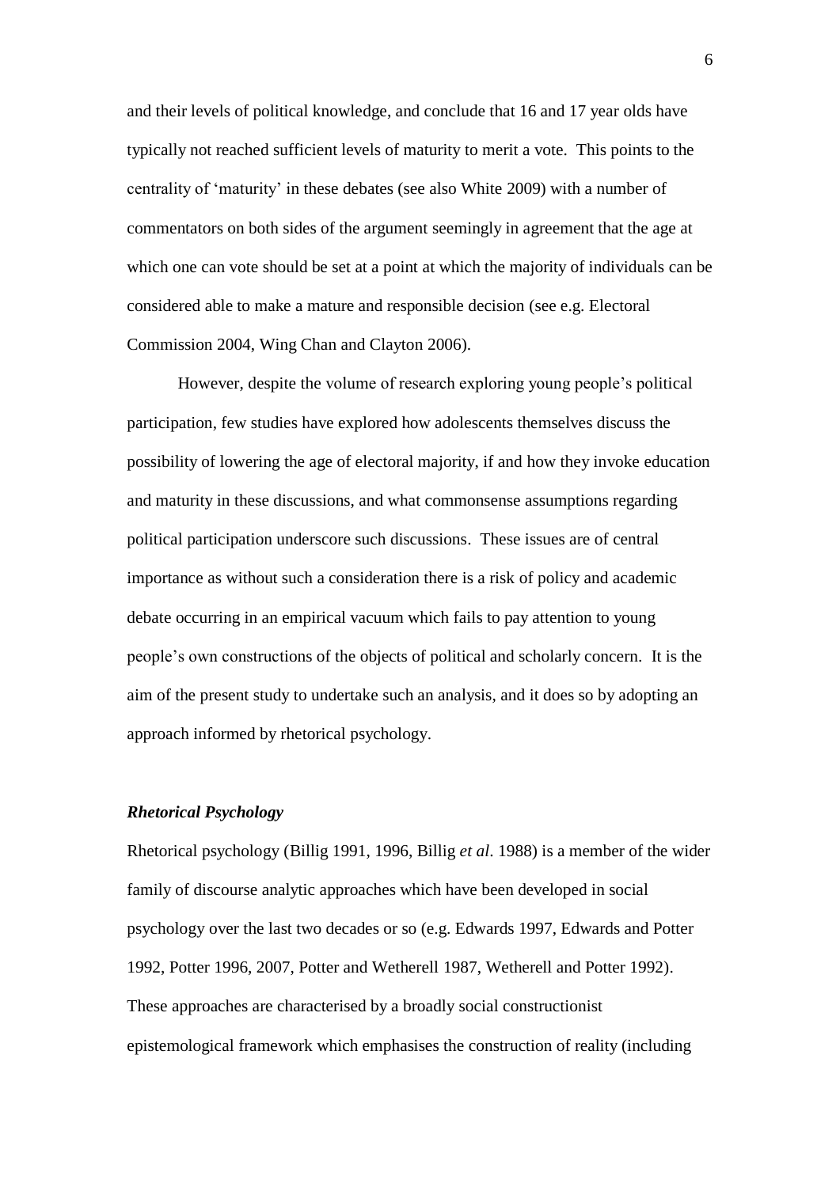and their levels of political knowledge, and conclude that 16 and 17 year olds have typically not reached sufficient levels of maturity to merit a vote. This points to the centrality of 'maturity' in these debates (see also White 2009) with a number of commentators on both sides of the argument seemingly in agreement that the age at which one can vote should be set at a point at which the majority of individuals can be considered able to make a mature and responsible decision (see e.g. Electoral Commission 2004, Wing Chan and Clayton 2006).

However, despite the volume of research exploring young people's political participation, few studies have explored how adolescents themselves discuss the possibility of lowering the age of electoral majority, if and how they invoke education and maturity in these discussions, and what commonsense assumptions regarding political participation underscore such discussions. These issues are of central importance as without such a consideration there is a risk of policy and academic debate occurring in an empirical vacuum which fails to pay attention to young people's own constructions of the objects of political and scholarly concern. It is the aim of the present study to undertake such an analysis, and it does so by adopting an approach informed by rhetorical psychology.

### *Rhetorical Psychology*

Rhetorical psychology (Billig 1991, 1996, Billig *et al*. 1988) is a member of the wider family of discourse analytic approaches which have been developed in social psychology over the last two decades or so (e.g. Edwards 1997, Edwards and Potter 1992, Potter 1996, 2007, Potter and Wetherell 1987, Wetherell and Potter 1992). These approaches are characterised by a broadly social constructionist epistemological framework which emphasises the construction of reality (including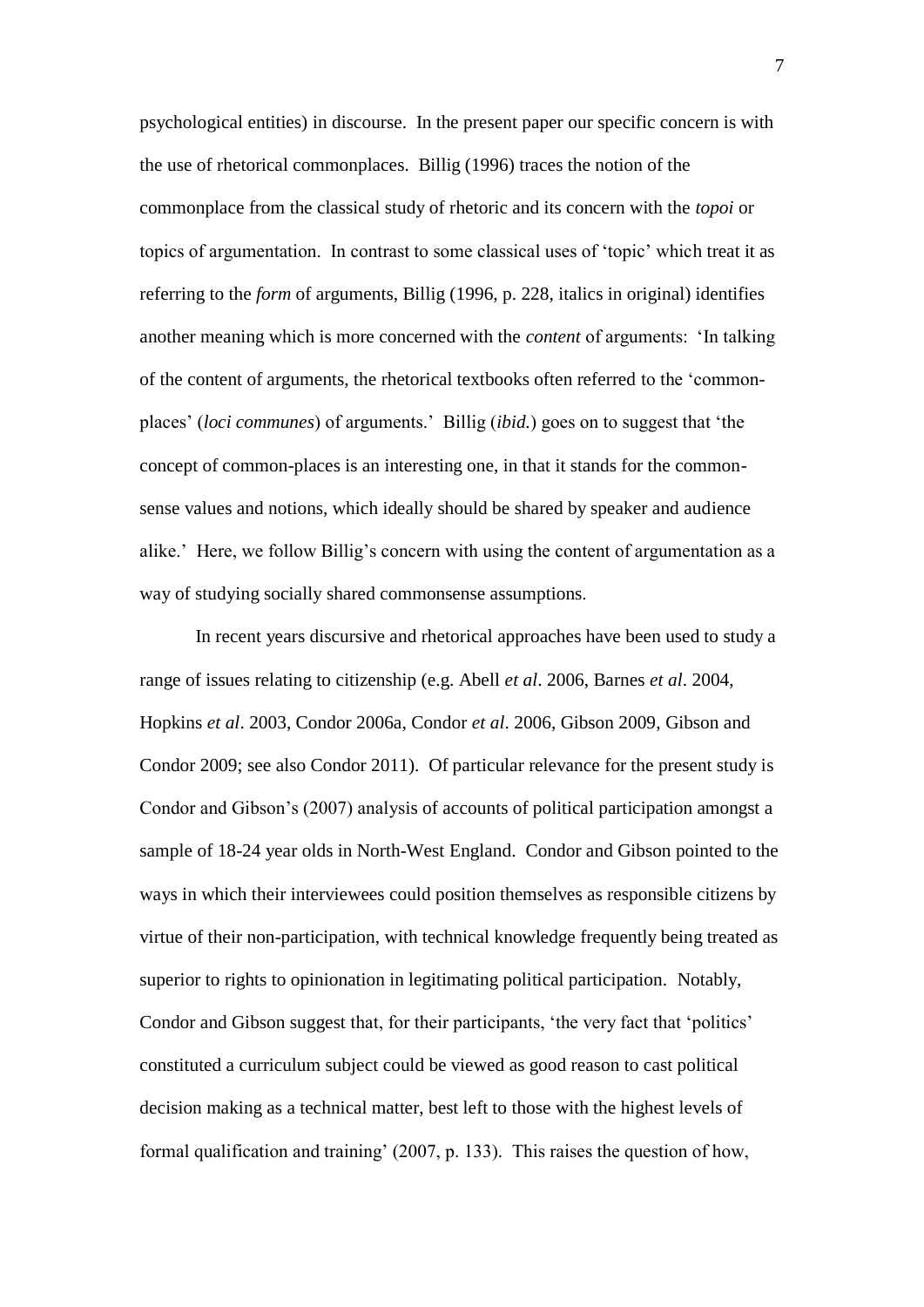psychological entities) in discourse. In the present paper our specific concern is with the use of rhetorical commonplaces. Billig (1996) traces the notion of the commonplace from the classical study of rhetoric and its concern with the *topoi* or topics of argumentation. In contrast to some classical uses of 'topic' which treat it as referring to the *form* of arguments, Billig (1996, p. 228, italics in original) identifies another meaning which is more concerned with the *content* of arguments: 'In talking of the content of arguments, the rhetorical textbooks often referred to the 'common-places' (*loci communes*) of arguments.' Billig (*ibid.*) goes on to suggest that 'the concept of common-places is an interesting one, in that it stands for the common-sense values and notions, which ideally should be shared by speaker and audience alike.' Here, we follow Billig's concern with using the content of argumentation as a way of studying socially shared commonsense assumptions.

In recent years discursive and rhetorical approaches have been used to study a range of issues relating to citizenship (e.g. Abell *et al*. 2006, Barnes *et al*. 2004, Hopkins *et al*. 2003, Condor 2006a, Condor *et al*. 2006, Gibson 2009, Gibson and Condor 2009; see also Condor 2011). Of particular relevance for the present study is Condor and Gibson's (2007) analysis of accounts of political participation amongst a sample of 18-24 year olds in North-West England. Condor and Gibson pointed to the ways in which their interviewees could position themselves as responsible citizens by virtue of their non-participation, with technical knowledge frequently being treated as superior to rights to opinionation in legitimating political participation. Notably, Condor and Gibson suggest that, for their participants, 'the very fact that 'politics' constituted a curriculum subject could be viewed as good reason to cast political decision making as a technical matter, best left to those with the highest levels of formal qualification and training' (2007, p. 133). This raises the question of how,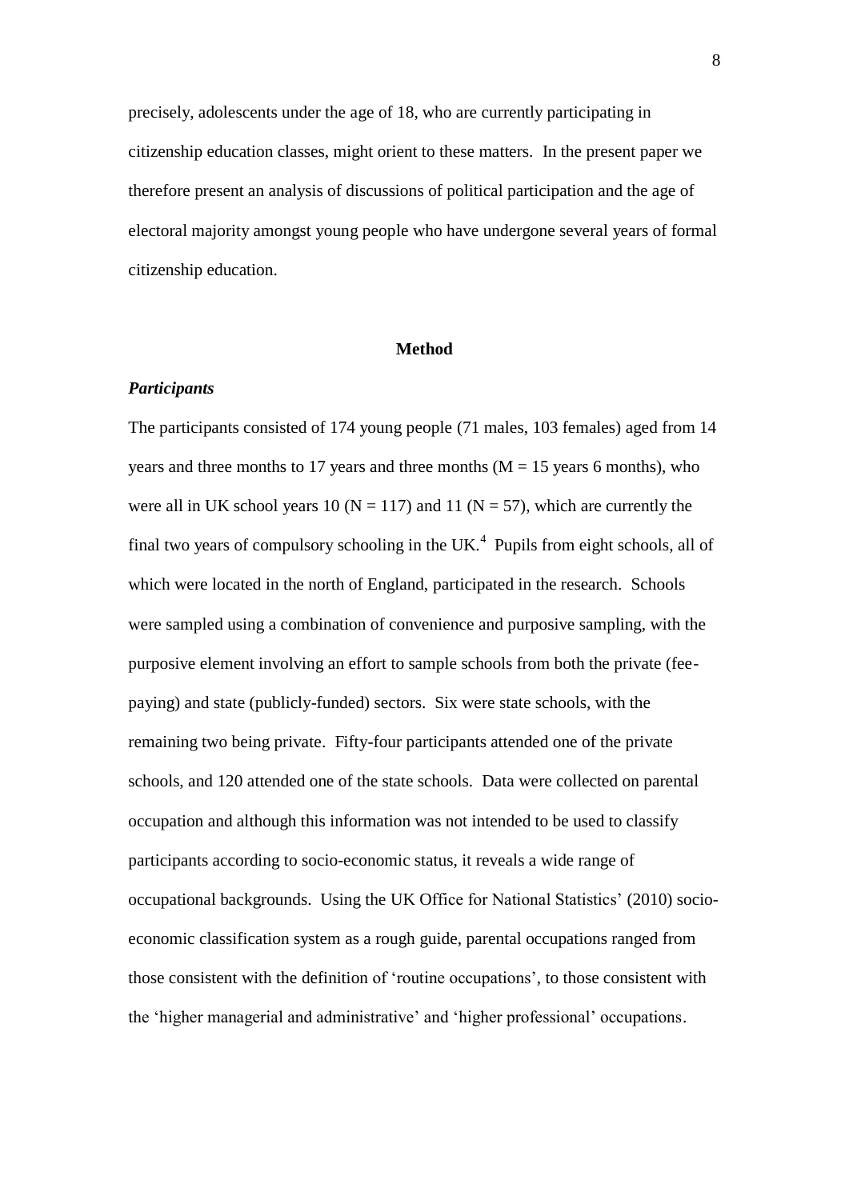precisely, adolescents under the age of 18, who are currently participating in citizenship education classes, might orient to these matters. In the present paper we therefore present an analysis of discussions of political participation and the age of electoral majority amongst young people who have undergone several years of formal citizenship education.

## Method

### *Participants*

The participants consisted of 174 young people (71 males, 103 females) aged from 14 years and three months to 17 years and three months (M = 15 years 6 months), who were all in UK school years 10 (N = 117) and 11 (N = 57), which are currently the final two years of compulsory schooling in the UK.[4] Pupils from eight schools, all of which were located in the north of England, participated in the research. Schools were sampled using a combination of convenience and purposive sampling, with the purposive element involving an effort to sample schools from both the private (fee-paying) and state (publicly-funded) sectors. Six were state schools, with the remaining two being private. Fifty-four participants attended one of the private schools, and 120 attended one of the state schools. Data were collected on parental occupation and although this information was not intended to be used to classify participants according to socio-economic status, it reveals a wide range of occupational backgrounds. Using the UK Office for National Statistics' (2010) socio-economic classification system as a rough guide, parental occupations ranged from those consistent with the definition of 'routine occupations', to those consistent with the 'higher managerial and administrative' and 'higher professional' occupations.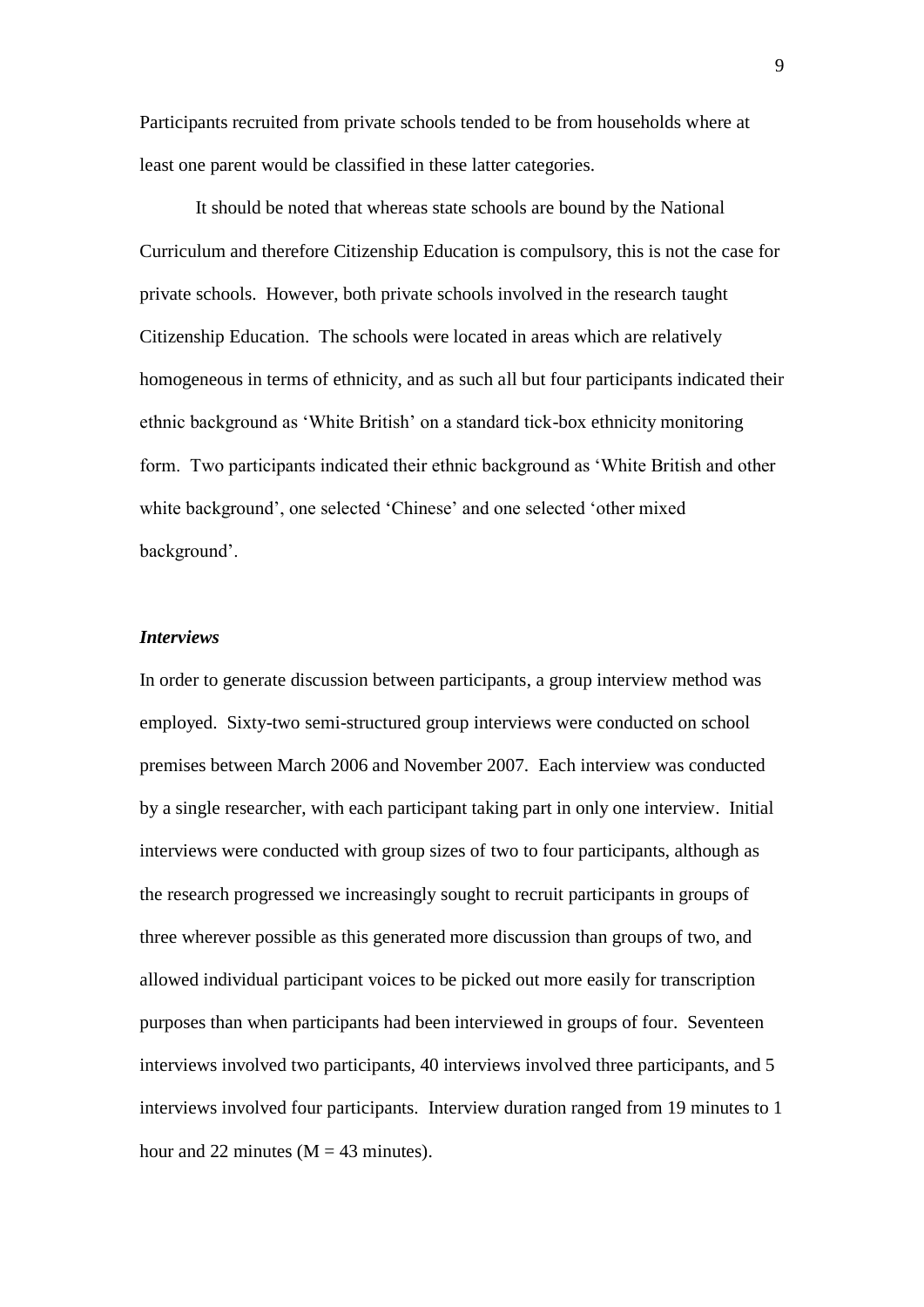Participants recruited from private schools tended to be from households where at least one parent would be classified in these latter categories.

It should be noted that whereas state schools are bound by the National Curriculum and therefore Citizenship Education is compulsory, this is not the case for private schools. However, both private schools involved in the research taught Citizenship Education. The schools were located in areas which are relatively homogeneous in terms of ethnicity, and as such all but four participants indicated their ethnic background as 'White British' on a standard tick-box ethnicity monitoring form. Two participants indicated their ethnic background as 'White British and other white background', one selected 'Chinese' and one selected 'other mixed background'.

***Interviews***

In order to generate discussion between participants, a group interview method was employed. Sixty-two semi-structured group interviews were conducted on school premises between March 2006 and November 2007. Each interview was conducted by a single researcher, with each participant taking part in only one interview. Initial interviews were conducted with group sizes of two to four participants, although as the research progressed we increasingly sought to recruit participants in groups of three wherever possible as this generated more discussion than groups of two, and allowed individual participant voices to be picked out more easily for transcription purposes than when participants had been interviewed in groups of four. Seventeen interviews involved two participants, 40 interviews involved three participants, and 5 interviews involved four participants. Interview duration ranged from 19 minutes to 1 hour and 22 minutes (M = 43 minutes).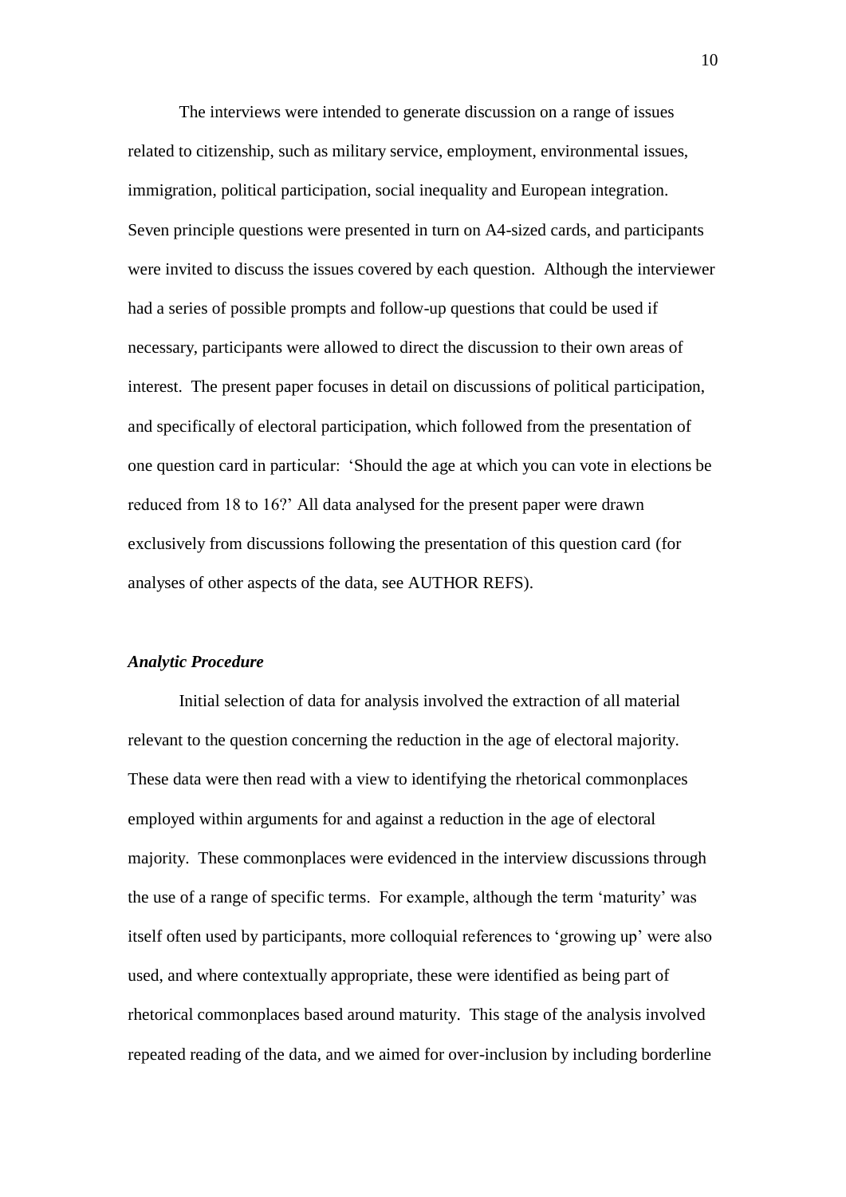The interviews were intended to generate discussion on a range of issues related to citizenship, such as military service, employment, environmental issues, immigration, political participation, social inequality and European integration. Seven principle questions were presented in turn on A4-sized cards, and participants were invited to discuss the issues covered by each question. Although the interviewer had a series of possible prompts and follow-up questions that could be used if necessary, participants were allowed to direct the discussion to their own areas of interest. The present paper focuses in detail on discussions of political participation, and specifically of electoral participation, which followed from the presentation of one question card in particular: 'Should the age at which you can vote in elections be reduced from 18 to 16?' All data analysed for the present paper were drawn exclusively from discussions following the presentation of this question card (for analyses of other aspects of the data, see AUTHOR REFS).

### *Analytic Procedure*

Initial selection of data for analysis involved the extraction of all material relevant to the question concerning the reduction in the age of electoral majority. These data were then read with a view to identifying the rhetorical commonplaces employed within arguments for and against a reduction in the age of electoral majority. These commonplaces were evidenced in the interview discussions through the use of a range of specific terms. For example, although the term 'maturity' was itself often used by participants, more colloquial references to 'growing up' were also used, and where contextually appropriate, these were identified as being part of rhetorical commonplaces based around maturity. This stage of the analysis involved repeated reading of the data, and we aimed for over-inclusion by including borderline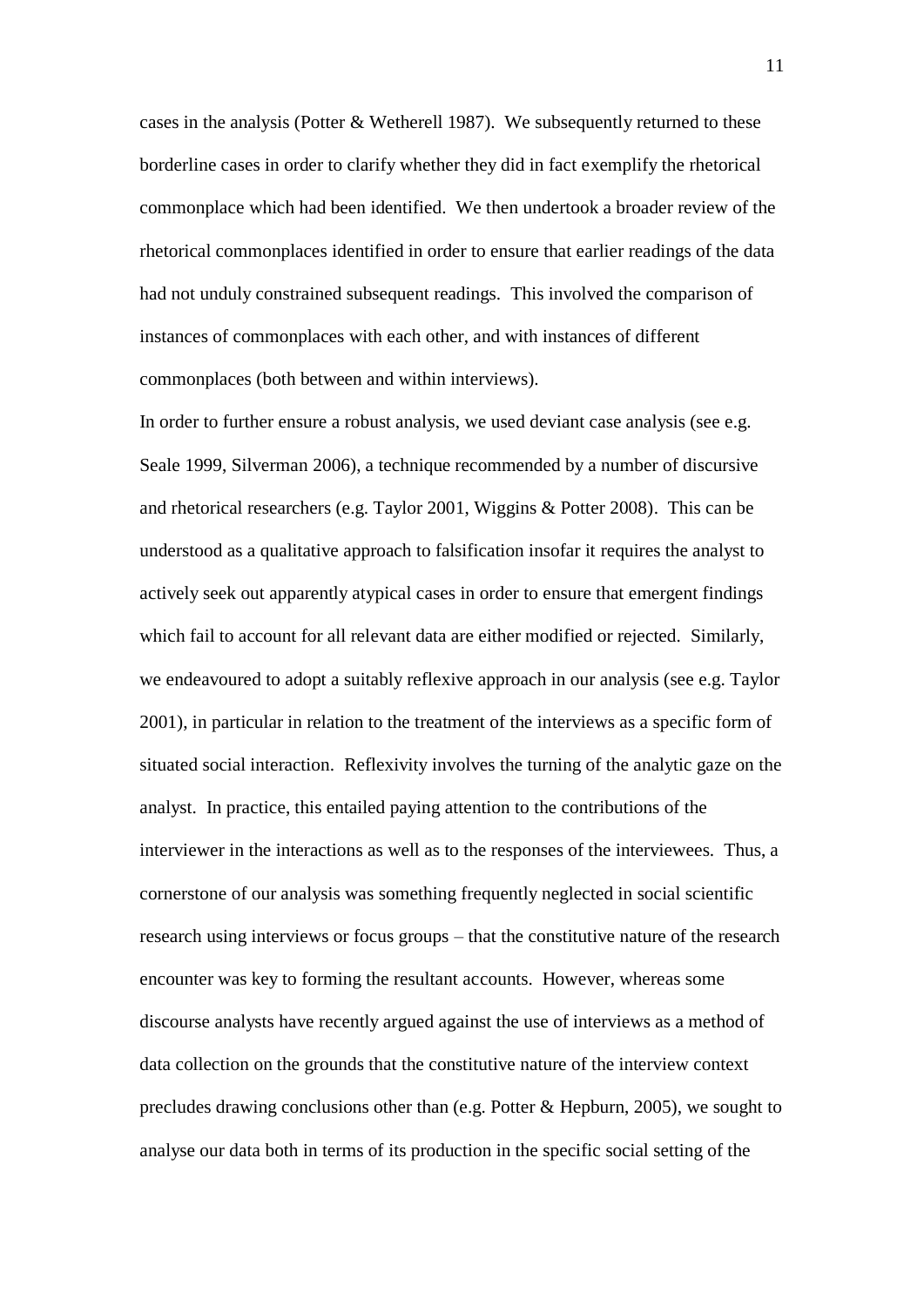cases in the analysis (Potter & Wetherell 1987). We subsequently returned to these borderline cases in order to clarify whether they did in fact exemplify the rhetorical commonplace which had been identified. We then undertook a broader review of the rhetorical commonplaces identified in order to ensure that earlier readings of the data had not unduly constrained subsequent readings. This involved the comparison of instances of commonplaces with each other, and with instances of different commonplaces (both between and within interviews).

In order to further ensure a robust analysis, we used deviant case analysis (see e.g. Seale 1999, Silverman 2006), a technique recommended by a number of discursive and rhetorical researchers (e.g. Taylor 2001, Wiggins & Potter 2008). This can be understood as a qualitative approach to falsification insofar it requires the analyst to actively seek out apparently atypical cases in order to ensure that emergent findings which fail to account for all relevant data are either modified or rejected. Similarly, we endeavoured to adopt a suitably reflexive approach in our analysis (see e.g. Taylor 2001), in particular in relation to the treatment of the interviews as a specific form of situated social interaction. Reflexivity involves the turning of the analytic gaze on the analyst. In practice, this entailed paying attention to the contributions of the interviewer in the interactions as well as to the responses of the interviewees. Thus, a cornerstone of our analysis was something frequently neglected in social scientific research using interviews or focus groups – that the constitutive nature of the research encounter was key to forming the resultant accounts. However, whereas some discourse analysts have recently argued against the use of interviews as a method of data collection on the grounds that the constitutive nature of the interview context precludes drawing conclusions other than (e.g. Potter & Hepburn, 2005), we sought to analyse our data both in terms of its production in the specific social setting of the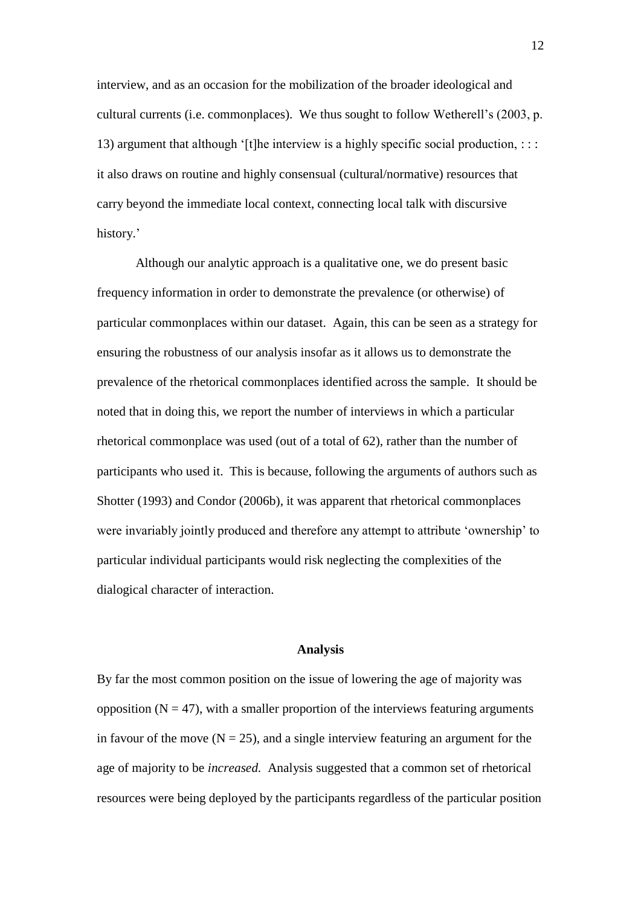interview, and as an occasion for the mobilization of the broader ideological and cultural currents (i.e. commonplaces). We thus sought to follow Wetherell's (2003, p. 13) argument that although '[t]he interview is a highly specific social production, : : : it also draws on routine and highly consensual (cultural/normative) resources that carry beyond the immediate local context, connecting local talk with discursive history.'

Although our analytic approach is a qualitative one, we do present basic frequency information in order to demonstrate the prevalence (or otherwise) of particular commonplaces within our dataset. Again, this can be seen as a strategy for ensuring the robustness of our analysis insofar as it allows us to demonstrate the prevalence of the rhetorical commonplaces identified across the sample. It should be noted that in doing this, we report the number of interviews in which a particular rhetorical commonplace was used (out of a total of 62), rather than the number of participants who used it. This is because, following the arguments of authors such as Shotter (1993) and Condor (2006b), it was apparent that rhetorical commonplaces were invariably jointly produced and therefore any attempt to attribute 'ownership' to particular individual participants would risk neglecting the complexities of the dialogical character of interaction.

## Analysis

By far the most common position on the issue of lowering the age of majority was opposition ($N = 47$), with a smaller proportion of the interviews featuring arguments in favour of the move ($N = 25$), and a single interview featuring an argument for the age of majority to be *increased.* Analysis suggested that a common set of rhetorical resources were being deployed by the participants regardless of the particular position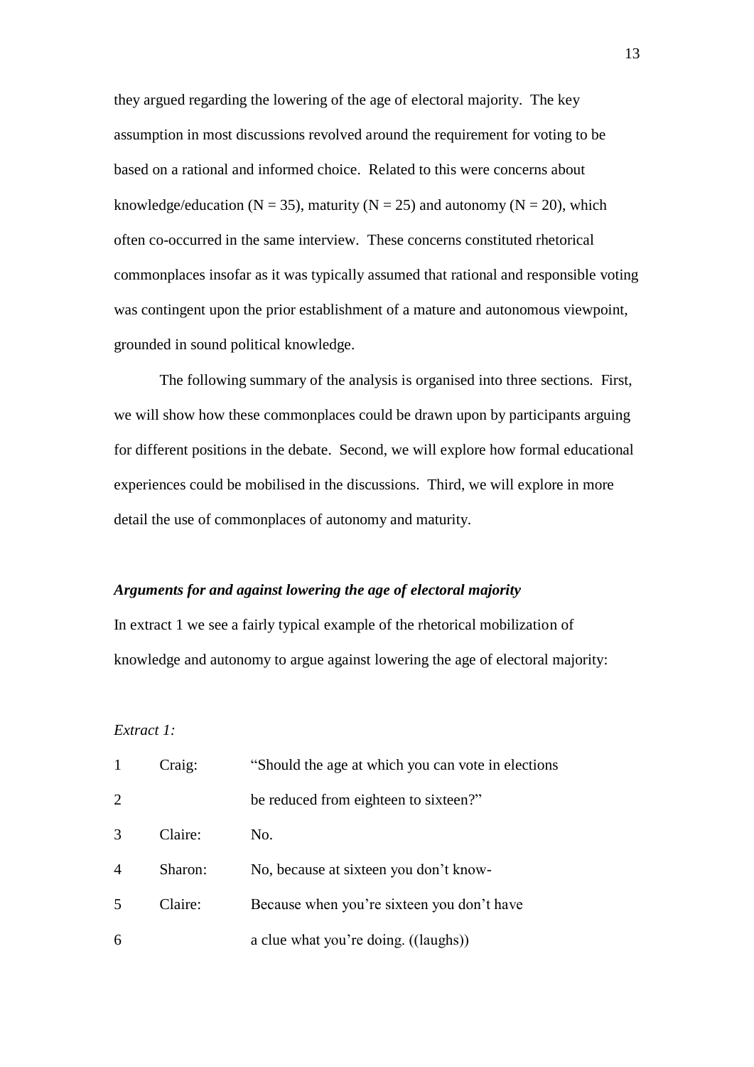they argued regarding the lowering of the age of electoral majority. The key assumption in most discussions revolved around the requirement for voting to be based on a rational and informed choice. Related to this were concerns about knowledge/education ($N = 35$), maturity ($N = 25$) and autonomy ($N = 20$), which often co-occurred in the same interview. These concerns constituted rhetorical commonplaces insofar as it was typically assumed that rational and responsible voting was contingent upon the prior establishment of a mature and autonomous viewpoint, grounded in sound political knowledge.

The following summary of the analysis is organised into three sections. First, we will show how these commonplaces could be drawn upon by participants arguing for different positions in the debate. Second, we will explore how formal educational experiences could be mobilised in the discussions. Third, we will explore in more detail the use of commonplaces of autonomy and maturity.

### *Arguments for and against lowering the age of electoral majority*

In extract 1 we see a fairly typical example of the rhetorical mobilization of knowledge and autonomy to argue against lowering the age of electoral majority:

*Extract 1:*

| | | |
|---|---|---|
| 1 | Craig: | "Should the age at which you can vote in elections |
| 2 | | be reduced from eighteen to sixteen?" |
| 3 | Claire: | No. |
| 4 | Sharon: | No, because at sixteen you don't know- |
| 5 | Claire: | Because when you're sixteen you don't have |
| 6 | | a clue what you're doing. ((laughs)) |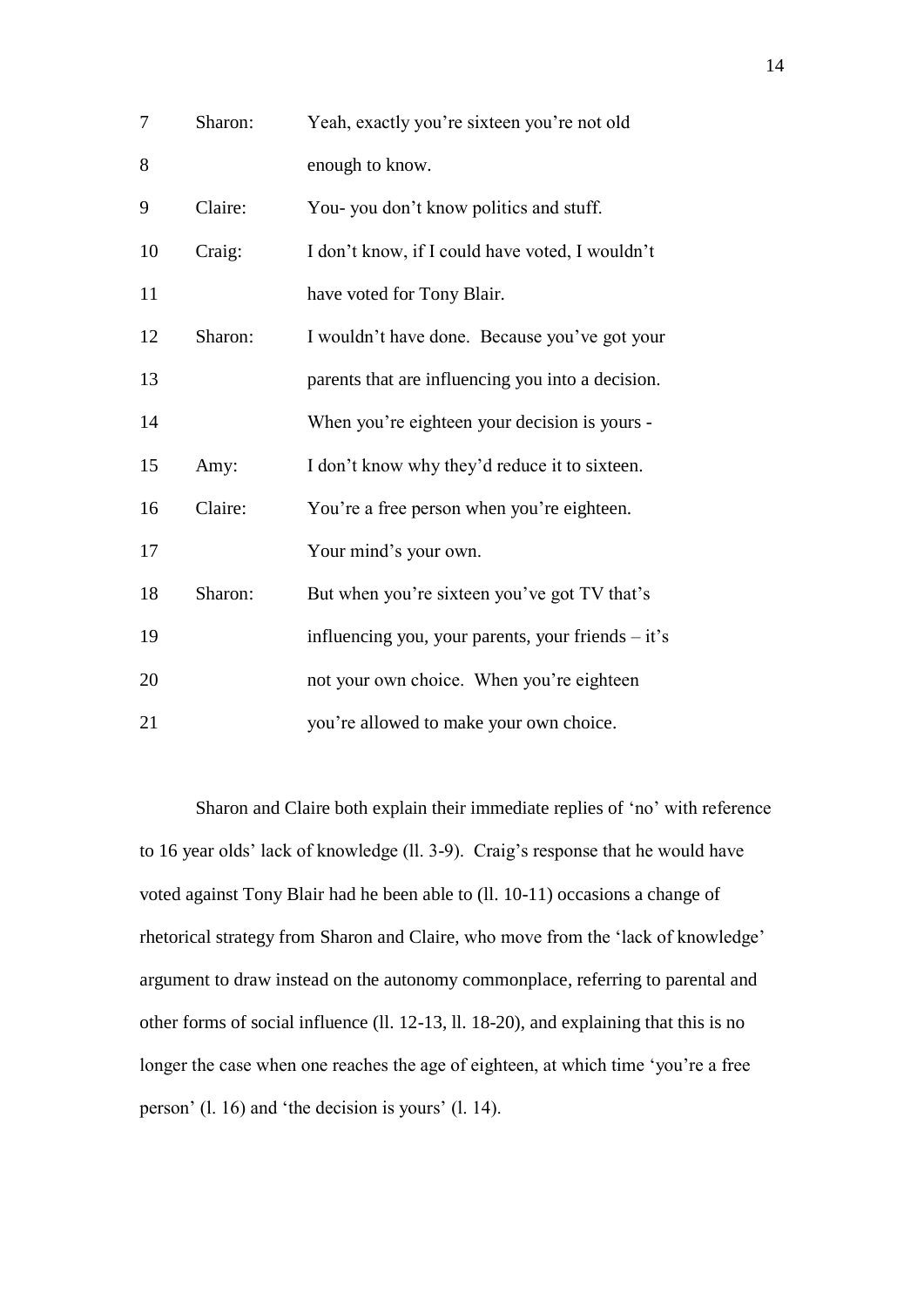| | | |
|---|---|---|
| 7 | Sharon: | Yeah, exactly you're sixteen you're not old |
| 8 | | enough to know. |
| 9 | Claire: | You- you don't know politics and stuff. |
| 10 | Craig: | I don't know, if I could have voted, I wouldn't |
| 11 | | have voted for Tony Blair. |
| 12 | Sharon: | I wouldn't have done. Because you've got your |
| 13 | | parents that are influencing you into a decision. |
| 14 | | When you're eighteen your decision is yours - |
| 15 | Amy: | I don't know why they'd reduce it to sixteen. |
| 16 | Claire: | You're a free person when you're eighteen. |
| 17 | | Your mind's your own. |
| 18 | Sharon: | But when you're sixteen you've got TV that's |
| 19 | | influencing you, your parents, your friends – it's |
| 20 | | not your own choice. When you're eighteen |
| 21 | | you're allowed to make your own choice. |

Sharon and Claire both explain their immediate replies of 'no' with reference to 16 year olds' lack of knowledge (ll. 3-9). Craig's response that he would have voted against Tony Blair had he been able to (ll. 10-11) occasions a change of rhetorical strategy from Sharon and Claire, who move from the 'lack of knowledge' argument to draw instead on the autonomy commonplace, referring to parental and other forms of social influence (ll. 12-13, ll. 18-20), and explaining that this is no longer the case when one reaches the age of eighteen, at which time 'you're a free person' (l. 16) and 'the decision is yours' (l. 14).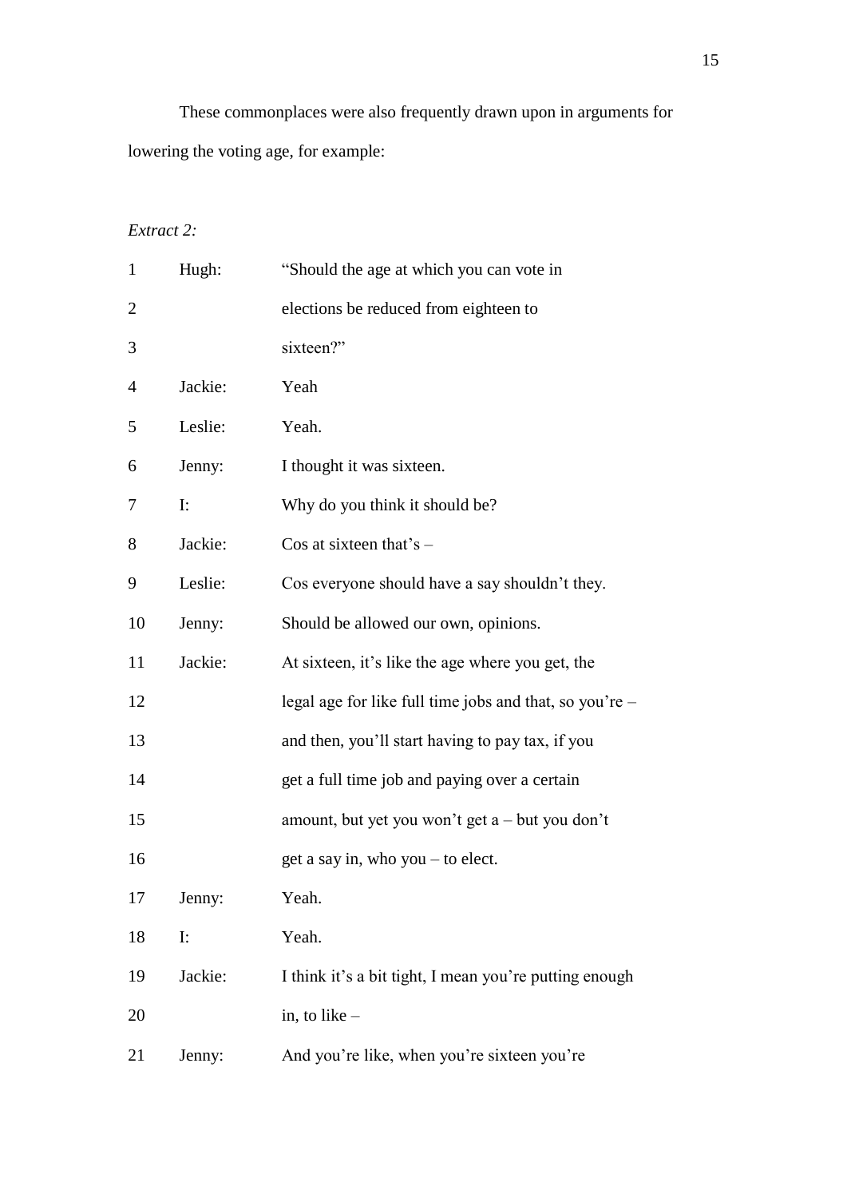These commonplaces were also frequently drawn upon in arguments for lowering the voting age, for example:

*Extract 2:*

| | | |
|---|---|---|
| 1 | Hugh: | “Should the age at which you can vote in |
| 2 | | elections be reduced from eighteen to |
| 3 | | sixteen?” |
| 4 | Jackie: | Yeah |
| 5 | Leslie: | Yeah. |
| 6 | Jenny: | I thought it was sixteen. |
| 7 | I: | Why do you think it should be? |
| 8 | Jackie: | Cos at sixteen that’s – |
| 9 | Leslie: | Cos everyone should have a say shouldn’t they. |
| 10 | Jenny: | Should be allowed our own, opinions. |
| 11 | Jackie: | At sixteen, it’s like the age where you get, the |
| 12 | | legal age for like full time jobs and that, so you’re – |
| 13 | | and then, you’ll start having to pay tax, if you |
| 14 | | get a full time job and paying over a certain |
| 15 | | amount, but yet you won’t get a – but you don’t |
| 16 | | get a say in, who you – to elect. |
| 17 | Jenny: | Yeah. |
| 18 | I: | Yeah. |
| 19 | Jackie: | I think it’s a bit tight, I mean you’re putting enough |
| 20 | | in, to like – |
| 21 | Jenny: | And you’re like, when you’re sixteen you’re |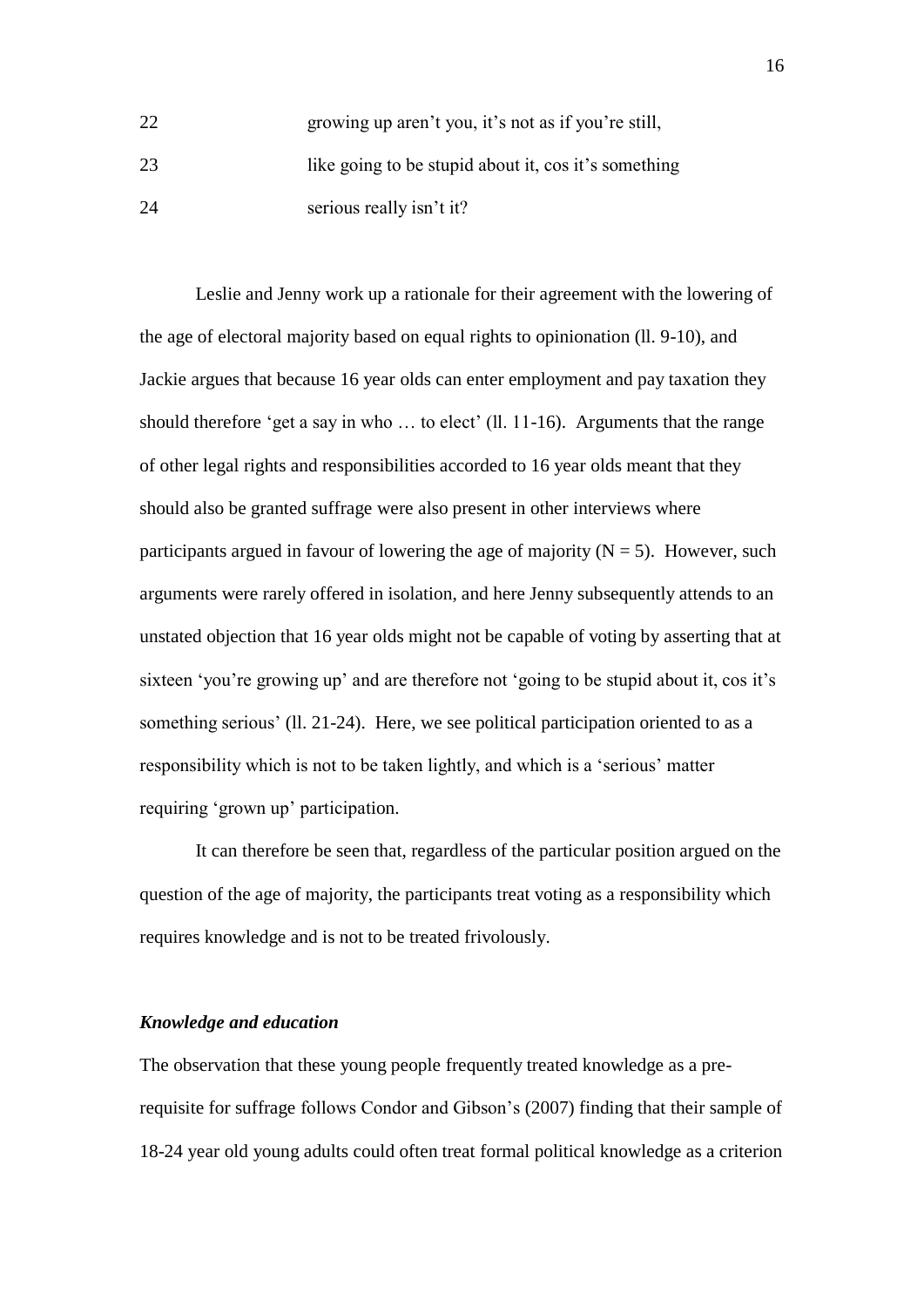22 growing up aren't you, it's not as if you're still,

23 like going to be stupid about it, cos it's something

24 serious really isn't it?

Leslie and Jenny work up a rationale for their agreement with the lowering of the age of electoral majority based on equal rights to opinionation (ll. 9-10), and Jackie argues that because 16 year olds can enter employment and pay taxation they should therefore 'get a say in who … to elect' (ll. 11-16). Arguments that the range of other legal rights and responsibilities accorded to 16 year olds meant that they should also be granted suffrage were also present in other interviews where participants argued in favour of lowering the age of majority ($N = 5$). However, such arguments were rarely offered in isolation, and here Jenny subsequently attends to an unstated objection that 16 year olds might not be capable of voting by asserting that at sixteen 'you're growing up' and are therefore not 'going to be stupid about it, cos it's something serious' (ll. 21-24). Here, we see political participation oriented to as a responsibility which is not to be taken lightly, and which is a 'serious' matter requiring 'grown up' participation.

It can therefore be seen that, regardless of the particular position argued on the question of the age of majority, the participants treat voting as a responsibility which requires knowledge and is not to be treated frivolously.

### *Knowledge and education*

The observation that these young people frequently treated knowledge as a pre-requisite for suffrage follows Condor and Gibson's (2007) finding that their sample of 18-24 year old young adults could often treat formal political knowledge as a criterion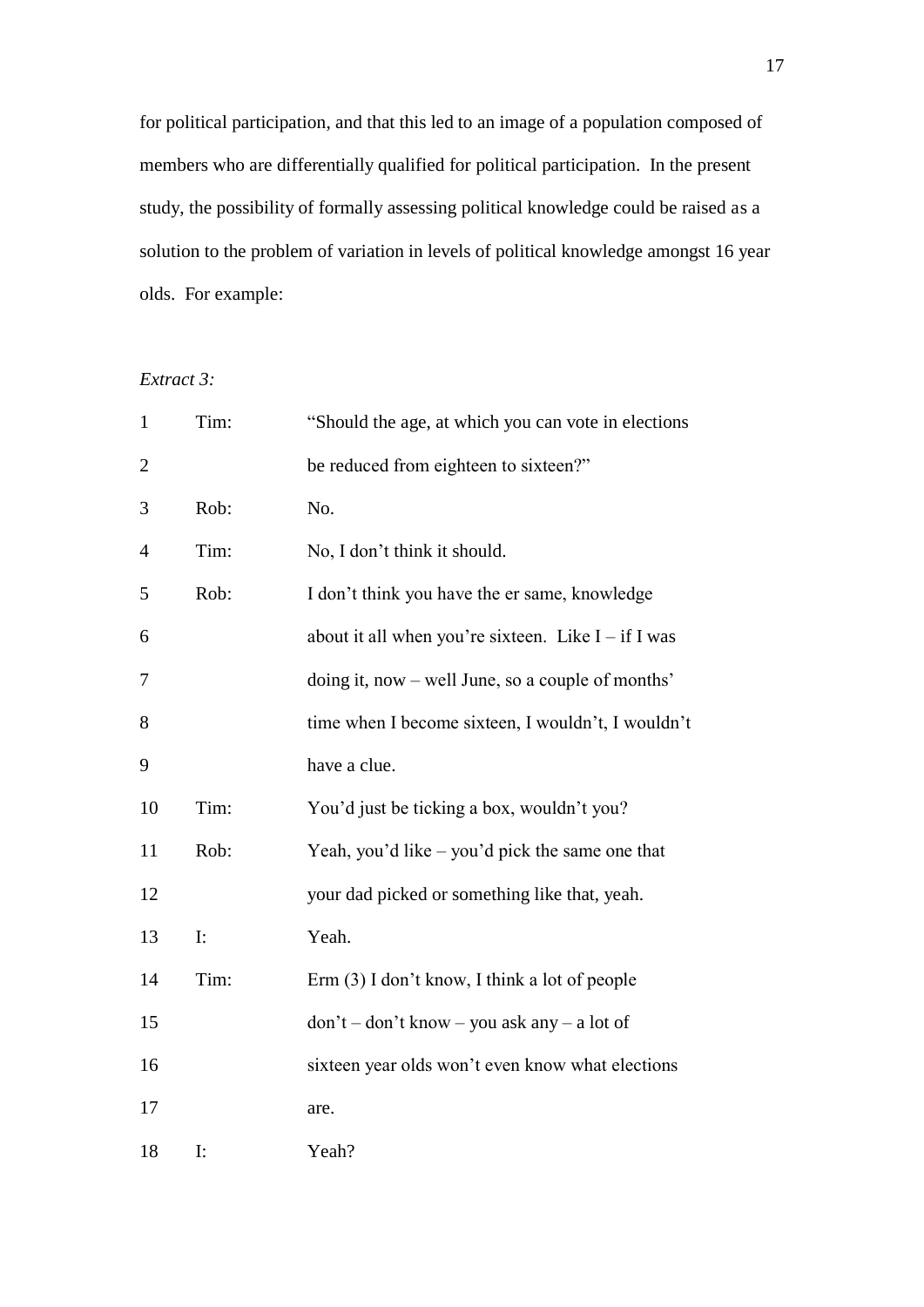for political participation, and that this led to an image of a population composed of members who are differentially qualified for political participation. In the present study, the possibility of formally assessing political knowledge could be raised as a solution to the problem of variation in levels of political knowledge amongst 16 year olds. For example:

*Extract 3:*

| | | |
|---|---|---|
| 1 | Tim: | "Should the age, at which you can vote in elections |
| 2 | | be reduced from eighteen to sixteen?" |
| 3 | Rob: | No. |
| 4 | Tim: | No, I don't think it should. |
| 5 | Rob: | I don't think you have the er same, knowledge |
| 6 | | about it all when you're sixteen. Like I – if I was |
| 7 | | doing it, now – well June, so a couple of months' |
| 8 | | time when I become sixteen, I wouldn't, I wouldn't |
| 9 | | have a clue. |
| 10 | Tim: | You'd just be ticking a box, wouldn't you? |
| 11 | Rob: | Yeah, you'd like – you'd pick the same one that |
| 12 | | your dad picked or something like that, yeah. |
| 13 | I: | Yeah. |
| 14 | Tim: | Erm (3) I don't know, I think a lot of people |
| 15 | | don't – don't know – you ask any – a lot of |
| 16 | | sixteen year olds won't even know what elections |
| 17 | | are. |
| 18 | I: | Yeah? |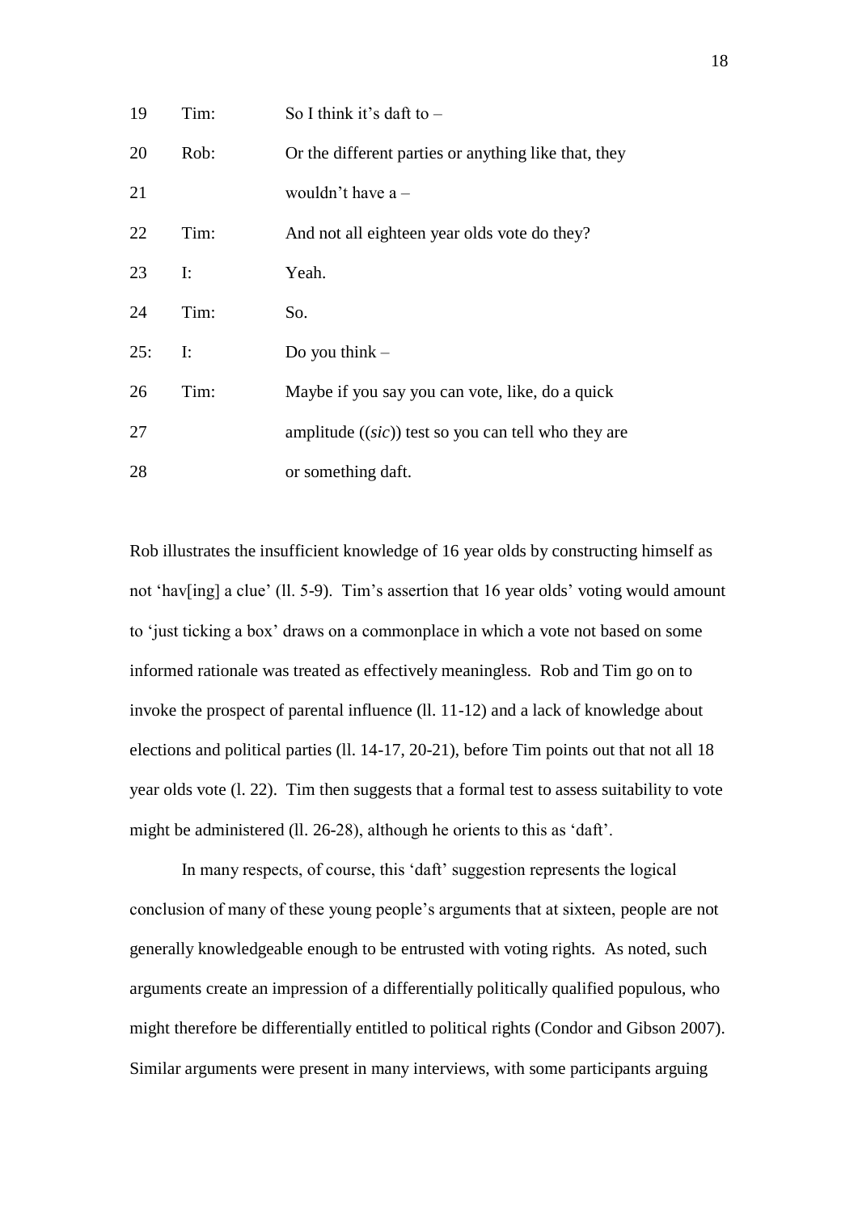| | | |
|---|---|---|
| 19 | Tim: | So I think it's daft to – |
| 20 | Rob: | Or the different parties or anything like that, they |
| 21 | | wouldn't have a – |
| 22 | Tim: | And not all eighteen year olds vote do they? |
| 23 | I: | Yeah. |
| 24 | Tim: | So. |
| 25: | I: | Do you think – |
| 26 | Tim: | Maybe if you say you can vote, like, do a quick |
| 27 | | amplitude ((*sic*)) test so you can tell who they are |
| 28 | | or something daft. |

Rob illustrates the insufficient knowledge of 16 year olds by constructing himself as not 'hav[ing] a clue' (ll. 5-9). Tim's assertion that 16 year olds' voting would amount to 'just ticking a box' draws on a commonplace in which a vote not based on some informed rationale was treated as effectively meaningless. Rob and Tim go on to invoke the prospect of parental influence (ll. 11-12) and a lack of knowledge about elections and political parties (ll. 14-17, 20-21), before Tim points out that not all 18 year olds vote (l. 22). Tim then suggests that a formal test to assess suitability to vote might be administered (ll. 26-28), although he orients to this as 'daft'.

In many respects, of course, this 'daft' suggestion represents the logical conclusion of many of these young people's arguments that at sixteen, people are not generally knowledgeable enough to be entrusted with voting rights. As noted, such arguments create an impression of a differentially politically qualified populous, who might therefore be differentially entitled to political rights (Condor and Gibson 2007). Similar arguments were present in many interviews, with some participants arguing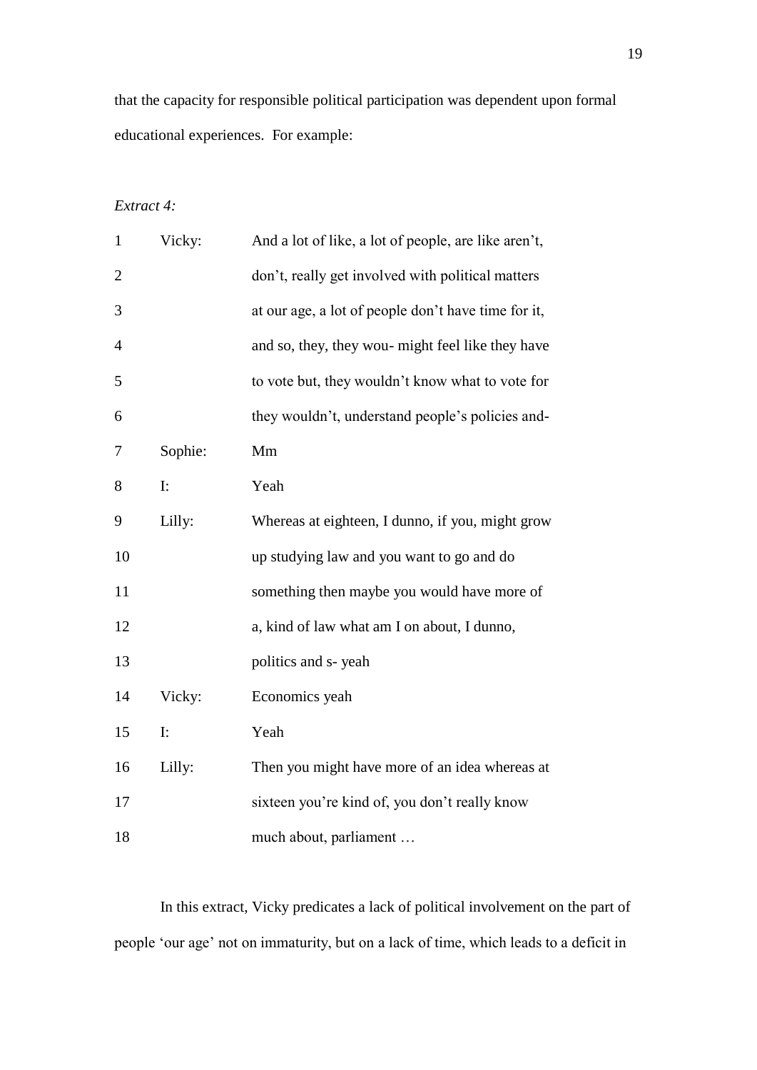that the capacity for responsible political participation was dependent upon formal educational experiences. For example:

*Extract 4:*

| | | |
|---|---|---|
| 1 | Vicky: | And a lot of like, a lot of people, are like aren't, |
| 2 | | don't, really get involved with political matters |
| 3 | | at our age, a lot of people don't have time for it, |
| 4 | | and so, they, they wou- might feel like they have |
| 5 | | to vote but, they wouldn't know what to vote for |
| 6 | | they wouldn't, understand people's policies and- |
| 7 | Sophie: | Mm |
| 8 | I: | Yeah |
| 9 | Lilly: | Whereas at eighteen, I dunno, if you, might grow |
| 10 | | up studying law and you want to go and do |
| 11 | | something then maybe you would have more of |
| 12 | | a, kind of law what am I on about, I dunno, |
| 13 | | politics and s- yeah |
| 14 | Vicky: | Economics yeah |
| 15 | I: | Yeah |
| 16 | Lilly: | Then you might have more of an idea whereas at |
| 17 | | sixteen you're kind of, you don't really know |
| 18 | | much about, parliament … |

In this extract, Vicky predicates a lack of political involvement on the part of people 'our age' not on immaturity, but on a lack of time, which leads to a deficit in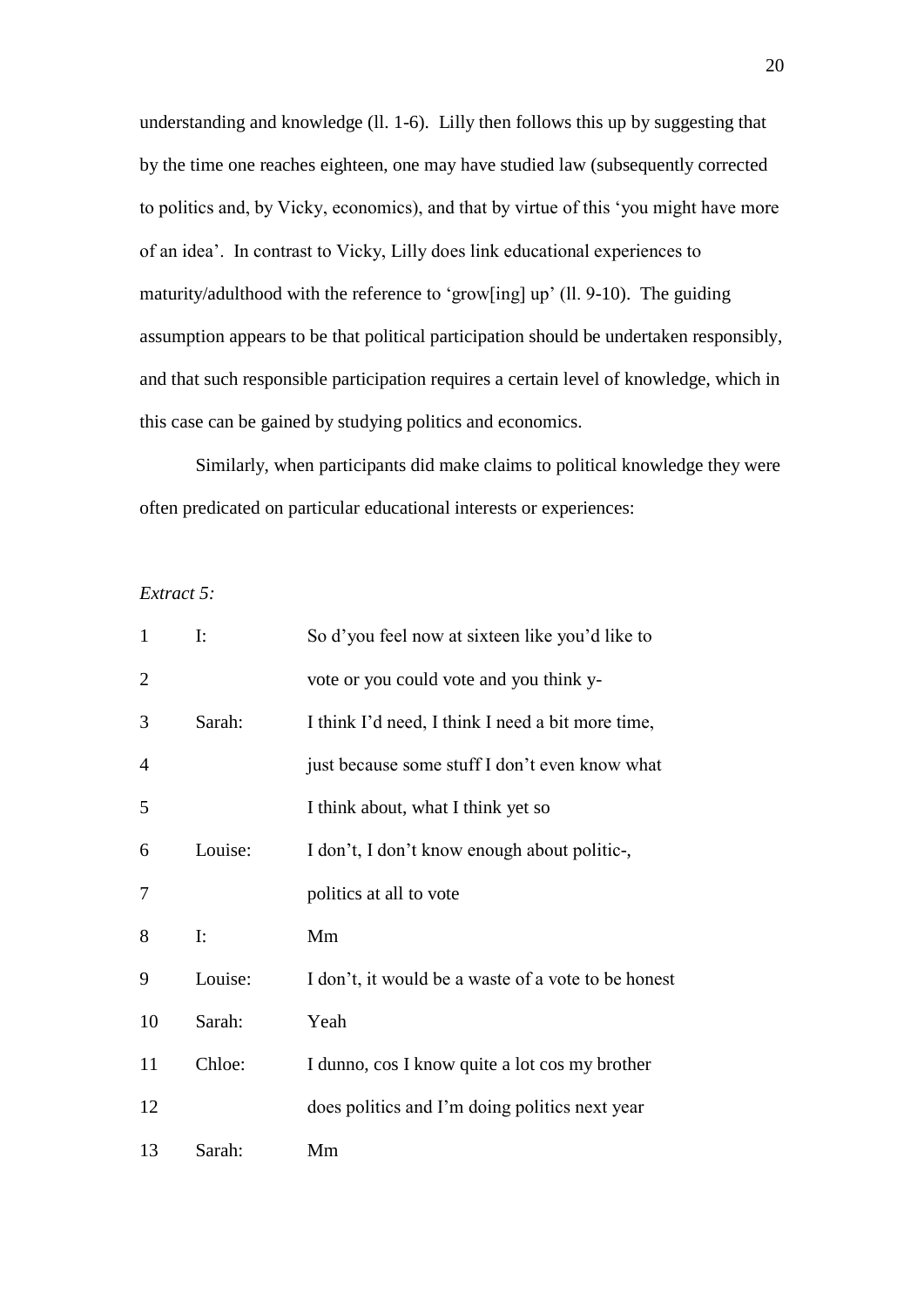understanding and knowledge (ll. 1-6). Lilly then follows this up by suggesting that by the time one reaches eighteen, one may have studied law (subsequently corrected to politics and, by Vicky, economics), and that by virtue of this 'you might have more of an idea'. In contrast to Vicky, Lilly does link educational experiences to maturity/adulthood with the reference to 'grow[ing] up' (ll. 9-10). The guiding assumption appears to be that political participation should be undertaken responsibly, and that such responsible participation requires a certain level of knowledge, which in this case can be gained by studying politics and economics.

Similarly, when participants did make claims to political knowledge they were often predicated on particular educational interests or experiences:

*Extract 5:*

| | | |
|---|---|---|
| 1 | I: | So d'you feel now at sixteen like you'd like to |
| 2 | | vote or you could vote and you think y- |
| 3 | Sarah: | I think I'd need, I think I need a bit more time, |
| 4 | | just because some stuff I don't even know what |
| 5 | | I think about, what I think yet so |
| 6 | Louise: | I don't, I don't know enough about politic-, |
| 7 | | politics at all to vote |
| 8 | I: | Mm |
| 9 | Louise: | I don't, it would be a waste of a vote to be honest |
| 10 | Sarah: | Yeah |
| 11 | Chloe: | I dunno, cos I know quite a lot cos my brother |
| 12 | | does politics and I'm doing politics next year |
| 13 | Sarah: | Mm |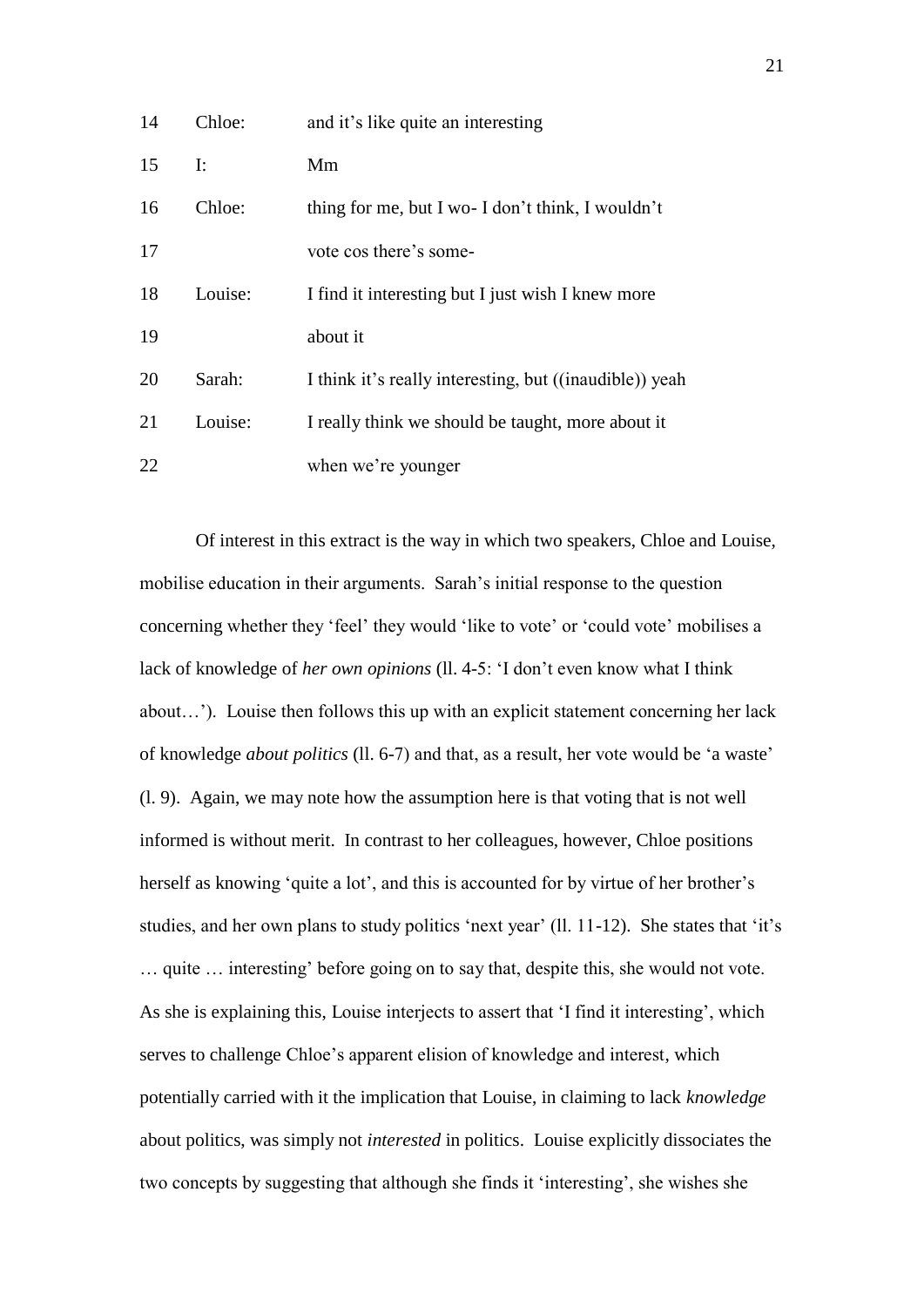| | | |
|---|---|---|
| 14 | Chloe: | and it's like quite an interesting |
| 15 | I: | Mm |
| 16 | Chloe: | thing for me, but I wo- I don't think, I wouldn't |
| 17 | | vote cos there's some- |
| 18 | Louise: | I find it interesting but I just wish I knew more |
| 19 | | about it |
| 20 | Sarah: | I think it's really interesting, but ((inaudible)) yeah |
| 21 | Louise: | I really think we should be taught, more about it |
| 22 | | when we're younger |

Of interest in this extract is the way in which two speakers, Chloe and Louise, mobilise education in their arguments. Sarah's initial response to the question concerning whether they 'feel' they would 'like to vote' or 'could vote' mobilises a lack of knowledge of *her own opinions* (ll. 4-5: 'I don't even know what I think about…'). Louise then follows this up with an explicit statement concerning her lack of knowledge *about politics* (ll. 6-7) and that, as a result, her vote would be 'a waste' (l. 9). Again, we may note how the assumption here is that voting that is not well informed is without merit. In contrast to her colleagues, however, Chloe positions herself as knowing 'quite a lot', and this is accounted for by virtue of her brother's studies, and her own plans to study politics 'next year' (ll. 11-12). She states that 'it's … quite … interesting' before going on to say that, despite this, she would not vote. As she is explaining this, Louise interjects to assert that 'I find it interesting', which serves to challenge Chloe's apparent elision of knowledge and interest, which potentially carried with it the implication that Louise, in claiming to lack *knowledge* about politics, was simply not *interested* in politics. Louise explicitly dissociates the two concepts by suggesting that although she finds it 'interesting', she wishes she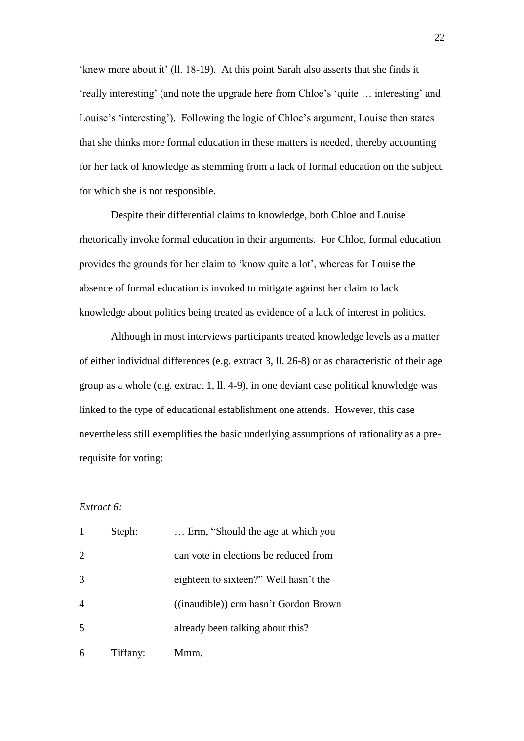'knew more about it' (ll. 18-19). At this point Sarah also asserts that she finds it 'really interesting' (and note the upgrade here from Chloe's 'quite … interesting' and Louise's 'interesting'). Following the logic of Chloe's argument, Louise then states that she thinks more formal education in these matters is needed, thereby accounting for her lack of knowledge as stemming from a lack of formal education on the subject, for which she is not responsible.

Despite their differential claims to knowledge, both Chloe and Louise rhetorically invoke formal education in their arguments. For Chloe, formal education provides the grounds for her claim to 'know quite a lot', whereas for Louise the absence of formal education is invoked to mitigate against her claim to lack knowledge about politics being treated as evidence of a lack of interest in politics.

Although in most interviews participants treated knowledge levels as a matter of either individual differences (e.g. extract 3, ll. 26-8) or as characteristic of their age group as a whole (e.g. extract 1, ll. 4-9), in one deviant case political knowledge was linked to the type of educational establishment one attends. However, this case nevertheless still exemplifies the basic underlying assumptions of rationality as a pre-requisite for voting:

*Extract 6:*

| | | |
|---|---|---|
| 1 | Steph: | … Erm, "Should the age at which you |
| 2 | | can vote in elections be reduced from |
| 3 | | eighteen to sixteen?" Well hasn't the |
| 4 | | ((inaudible)) erm hasn't Gordon Brown |
| 5 | | already been talking about this? |
| 6 | Tiffany: | Mmm. |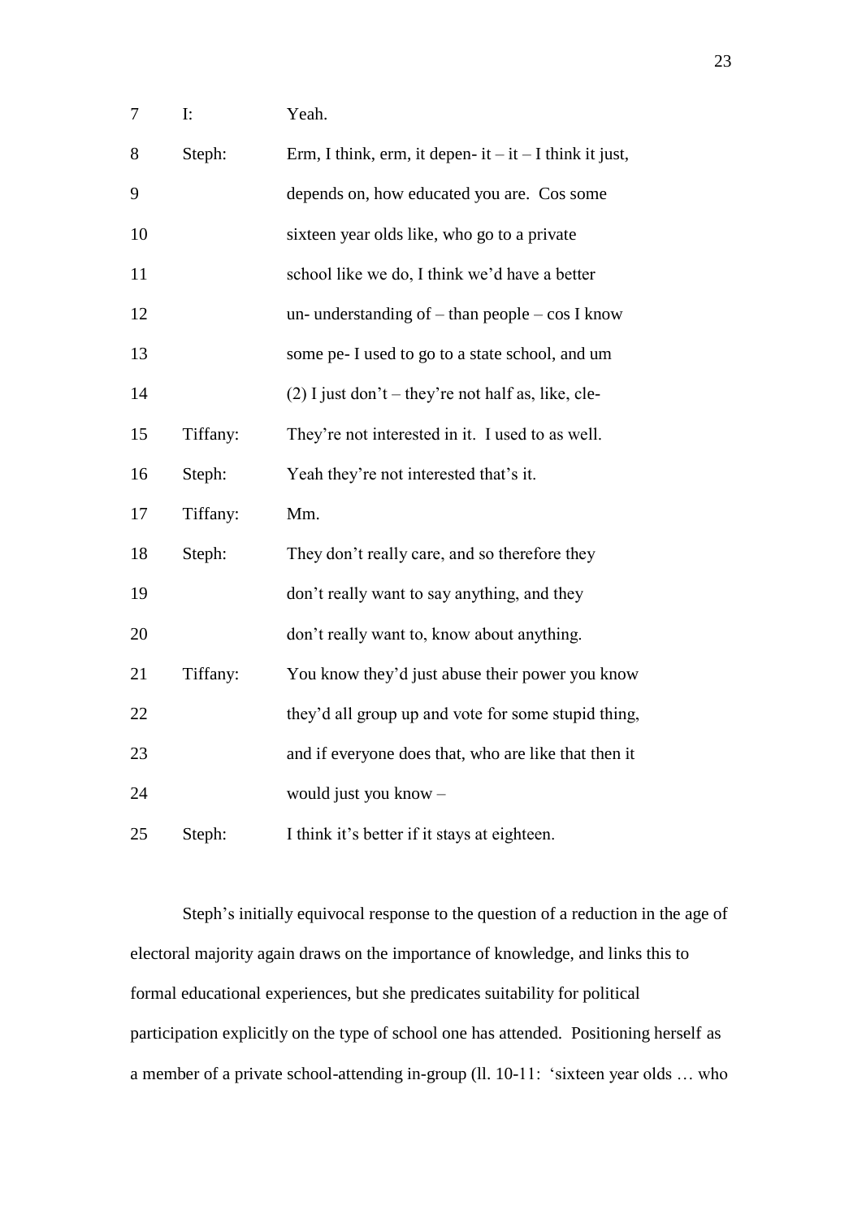| | | |
|---|---|---|
| 7 | I: | Yeah. |
| 8 | Steph: | Erm, I think, erm, it depen- it – it – I think it just, |
| 9 | | depends on, how educated you are. Cos some |
| 10 | | sixteen year olds like, who go to a private |
| 11 | | school like we do, I think we'd have a better |
| 12 | | un- understanding of – than people – cos I know |
| 13 | | some pe- I used to go to a state school, and um |
| 14 | | (2) I just don't – they're not half as, like, cle- |
| 15 | Tiffany: | They're not interested in it. I used to as well. |
| 16 | Steph: | Yeah they're not interested that's it. |
| 17 | Tiffany: | Mm. |
| 18 | Steph: | They don't really care, and so therefore they |
| 19 | | don't really want to say anything, and they |
| 20 | | don't really want to, know about anything. |
| 21 | Tiffany: | You know they'd just abuse their power you know |
| 22 | | they'd all group up and vote for some stupid thing, |
| 23 | | and if everyone does that, who are like that then it |
| 24 | | would just you know – |
| 25 | Steph: | I think it's better if it stays at eighteen. |

Steph's initially equivocal response to the question of a reduction in the age of electoral majority again draws on the importance of knowledge, and links this to formal educational experiences, but she predicates suitability for political participation explicitly on the type of school one has attended. Positioning herself as a member of a private school-attending in-group (ll. 10-11: 'sixteen year olds … who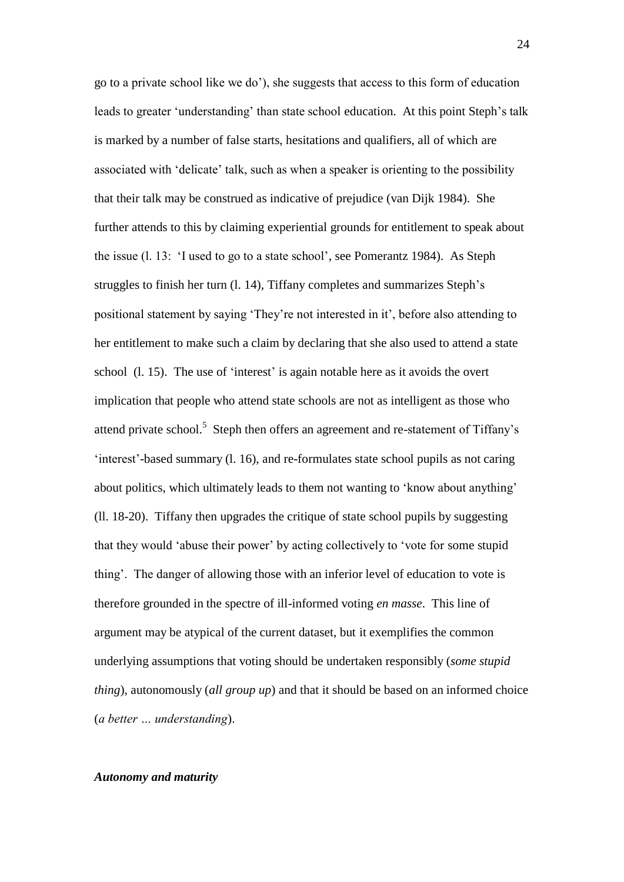go to a private school like we do'), she suggests that access to this form of education leads to greater 'understanding' than state school education. At this point Steph's talk is marked by a number of false starts, hesitations and qualifiers, all of which are associated with 'delicate' talk, such as when a speaker is orienting to the possibility that their talk may be construed as indicative of prejudice (van Dijk 1984). She further attends to this by claiming experiential grounds for entitlement to speak about the issue (l. 13: 'I used to go to a state school', see Pomerantz 1984). As Steph struggles to finish her turn (l. 14), Tiffany completes and summarizes Steph's positional statement by saying 'They're not interested in it', before also attending to her entitlement to make such a claim by declaring that she also used to attend a state school (l. 15). The use of 'interest' is again notable here as it avoids the overt implication that people who attend state schools are not as intelligent as those who attend private school.[5] Steph then offers an agreement and re-statement of Tiffany's 'interest'-based summary (l. 16), and re-formulates state school pupils as not caring about politics, which ultimately leads to them not wanting to 'know about anything' (ll. 18-20). Tiffany then upgrades the critique of state school pupils by suggesting that they would 'abuse their power' by acting collectively to 'vote for some stupid thing'. The danger of allowing those with an inferior level of education to vote is therefore grounded in the spectre of ill-informed voting *en masse*. This line of argument may be atypical of the current dataset, but it exemplifies the common underlying assumptions that voting should be undertaken responsibly (*some stupid thing*), autonomously (*all group up*) and that it should be based on an informed choice (*a better … understanding*).

### *Autonomy and maturity*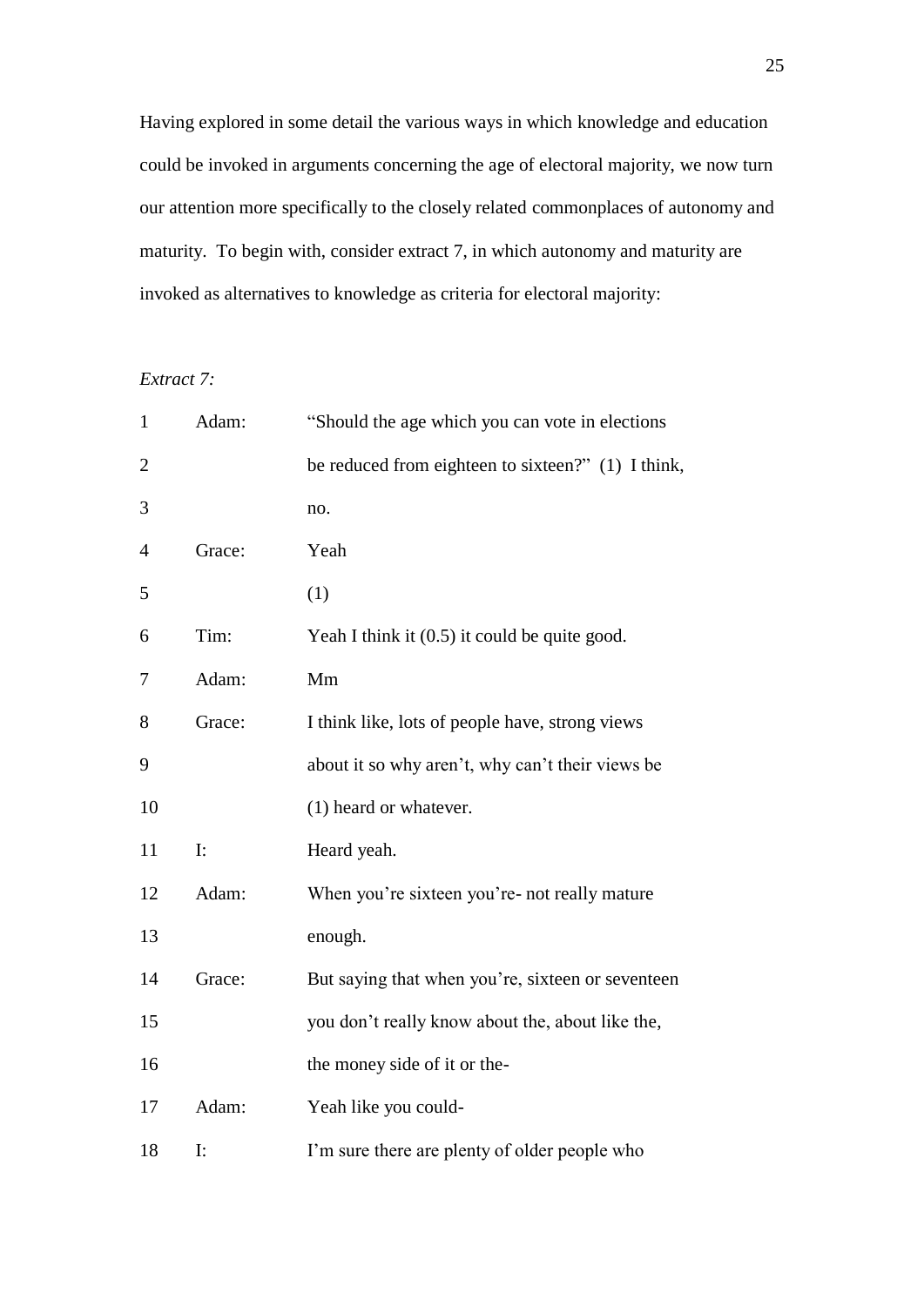Having explored in some detail the various ways in which knowledge and education could be invoked in arguments concerning the age of electoral majority, we now turn our attention more specifically to the closely related commonplaces of autonomy and maturity. To begin with, consider extract 7, in which autonomy and maturity are invoked as alternatives to knowledge as criteria for electoral majority:

*Extract 7:*

| | | |
|---|---|---|
| 1 | Adam: | "Should the age which you can vote in elections |
| 2 | | be reduced from eighteen to sixteen?" (1) I think, |
| 3 | | no. |
| 4 | Grace: | Yeah |
| 5 | | (1) |
| 6 | Tim: | Yeah I think it (0.5) it could be quite good. |
| 7 | Adam: | Mm |
| 8 | Grace: | I think like, lots of people have, strong views |
| 9 | | about it so why aren't, why can't their views be |
| 10 | | (1) heard or whatever. |
| 11 | I: | Heard yeah. |
| 12 | Adam: | When you're sixteen you're- not really mature |
| 13 | | enough. |
| 14 | Grace: | But saying that when you're, sixteen or seventeen |
| 15 | | you don't really know about the, about like the, |
| 16 | | the money side of it or the- |
| 17 | Adam: | Yeah like you could- |
| 18 | I: | I'm sure there are plenty of older people who |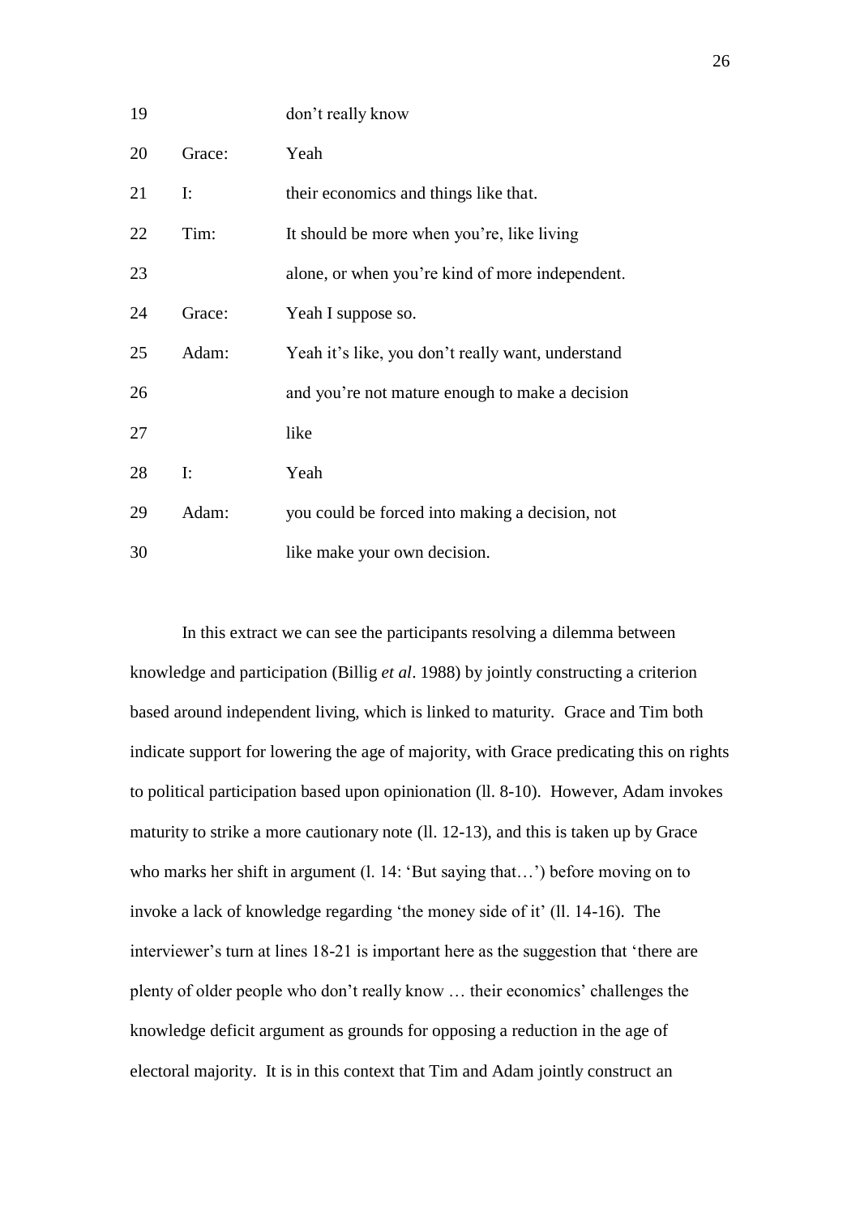| | | |
|---|---|---|
| 19 | | don't really know |
| 20 | Grace: | Yeah |
| 21 | I: | their economics and things like that. |
| 22 | Tim: | It should be more when you're, like living |
| 23 | | alone, or when you're kind of more independent. |
| 24 | Grace: | Yeah I suppose so. |
| 25 | Adam: | Yeah it's like, you don't really want, understand |
| 26 | | and you're not mature enough to make a decision |
| 27 | | like |
| 28 | I: | Yeah |
| 29 | Adam: | you could be forced into making a decision, not |
| 30 | | like make your own decision. |

In this extract we can see the participants resolving a dilemma between knowledge and participation (Billig *et al*. 1988) by jointly constructing a criterion based around independent living, which is linked to maturity. Grace and Tim both indicate support for lowering the age of majority, with Grace predicating this on rights to political participation based upon opinionation (ll. 8-10). However, Adam invokes maturity to strike a more cautionary note (ll. 12-13), and this is taken up by Grace who marks her shift in argument (l. 14: 'But saying that…') before moving on to invoke a lack of knowledge regarding 'the money side of it' (ll. 14-16). The interviewer's turn at lines 18-21 is important here as the suggestion that 'there are plenty of older people who don't really know … their economics' challenges the knowledge deficit argument as grounds for opposing a reduction in the age of electoral majority. It is in this context that Tim and Adam jointly construct an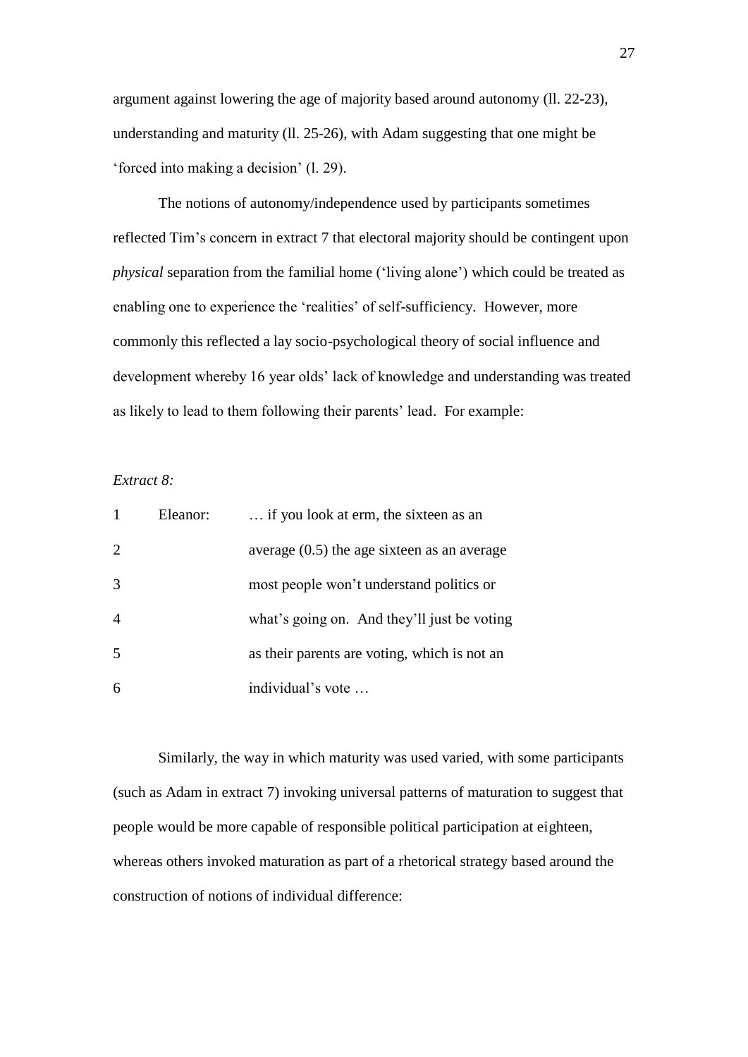argument against lowering the age of majority based around autonomy (ll. 22-23), understanding and maturity (ll. 25-26), with Adam suggesting that one might be 'forced into making a decision' (l. 29).

The notions of autonomy/independence used by participants sometimes reflected Tim's concern in extract 7 that electoral majority should be contingent upon *physical* separation from the familial home ('living alone') which could be treated as enabling one to experience the 'realities' of self-sufficiency. However, more commonly this reflected a lay socio-psychological theory of social influence and development whereby 16 year olds' lack of knowledge and understanding was treated as likely to lead to them following their parents' lead. For example:

*Extract 8:*

| | | |
|---|---|---|
| 1 | Eleanor: | … if you look at erm, the sixteen as an |
| 2 | | average (0.5) the age sixteen as an average |
| 3 | | most people won't understand politics or |
| 4 | | what's going on. And they'll just be voting |
| 5 | | as their parents are voting, which is not an |
| 6 | | individual's vote … |

Similarly, the way in which maturity was used varied, with some participants (such as Adam in extract 7) invoking universal patterns of maturation to suggest that people would be more capable of responsible political participation at eighteen, whereas others invoked maturation as part of a rhetorical strategy based around the construction of notions of individual difference: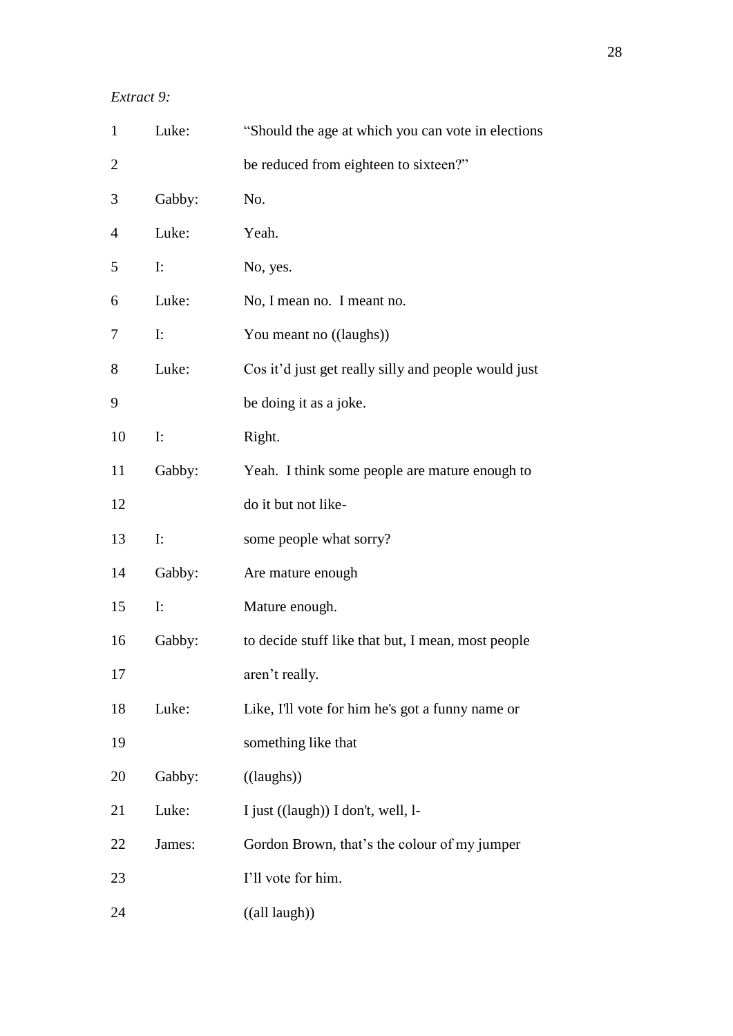*Extract 9:*

| | | |
|---|---|---|
| 1 | Luke: | "Should the age at which you can vote in elections |
| 2 | | be reduced from eighteen to sixteen?" |
| 3 | Gabby: | No. |
| 4 | Luke: | Yeah. |
| 5 | I: | No, yes. |
| 6 | Luke: | No, I mean no. I meant no. |
| 7 | I: | You meant no ((laughs)) |
| 8 | Luke: | Cos it'd just get really silly and people would just |
| 9 | | be doing it as a joke. |
| 10 | I: | Right. |
| 11 | Gabby: | Yeah. I think some people are mature enough to |
| 12 | | do it but not like- |
| 13 | I: | some people what sorry? |
| 14 | Gabby: | Are mature enough |
| 15 | I: | Mature enough. |
| 16 | Gabby: | to decide stuff like that but, I mean, most people |
| 17 | | aren't really. |
| 18 | Luke: | Like, I'll vote for him he's got a funny name or |
| 19 | | something like that |
| 20 | Gabby: | ((laughs)) |
| 21 | Luke: | I just ((laugh)) I don't, well, l- |
| 22 | James: | Gordon Brown, that's the colour of my jumper |
| 23 | | I'll vote for him. |
| 24 | | ((all laugh)) |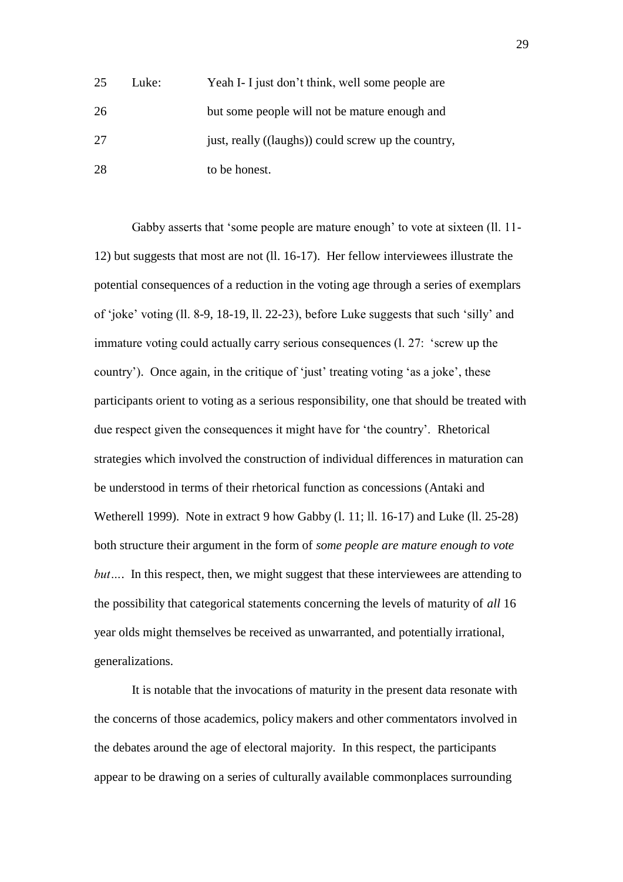25 Luke: Yeah I- I just don't think, well some people are

26 but some people will not be mature enough and

27 just, really ((laughs)) could screw up the country,

28 to be honest.

Gabby asserts that 'some people are mature enough' to vote at sixteen (ll. 11-12) but suggests that most are not (ll. 16-17). Her fellow interviewees illustrate the potential consequences of a reduction in the voting age through a series of exemplars of 'joke' voting (ll. 8-9, 18-19, ll. 22-23), before Luke suggests that such 'silly' and immature voting could actually carry serious consequences (l. 27: 'screw up the country'). Once again, in the critique of 'just' treating voting 'as a joke', these participants orient to voting as a serious responsibility, one that should be treated with due respect given the consequences it might have for 'the country'. Rhetorical strategies which involved the construction of individual differences in maturation can be understood in terms of their rhetorical function as concessions (Antaki and Wetherell 1999). Note in extract 9 how Gabby (l. 11; ll. 16-17) and Luke (ll. 25-28) both structure their argument in the form of *some people are mature enough to vote but…*. In this respect, then, we might suggest that these interviewees are attending to the possibility that categorical statements concerning the levels of maturity of *all* 16 year olds might themselves be received as unwarranted, and potentially irrational, generalizations.

It is notable that the invocations of maturity in the present data resonate with the concerns of those academics, policy makers and other commentators involved in the debates around the age of electoral majority. In this respect, the participants appear to be drawing on a series of culturally available commonplaces surrounding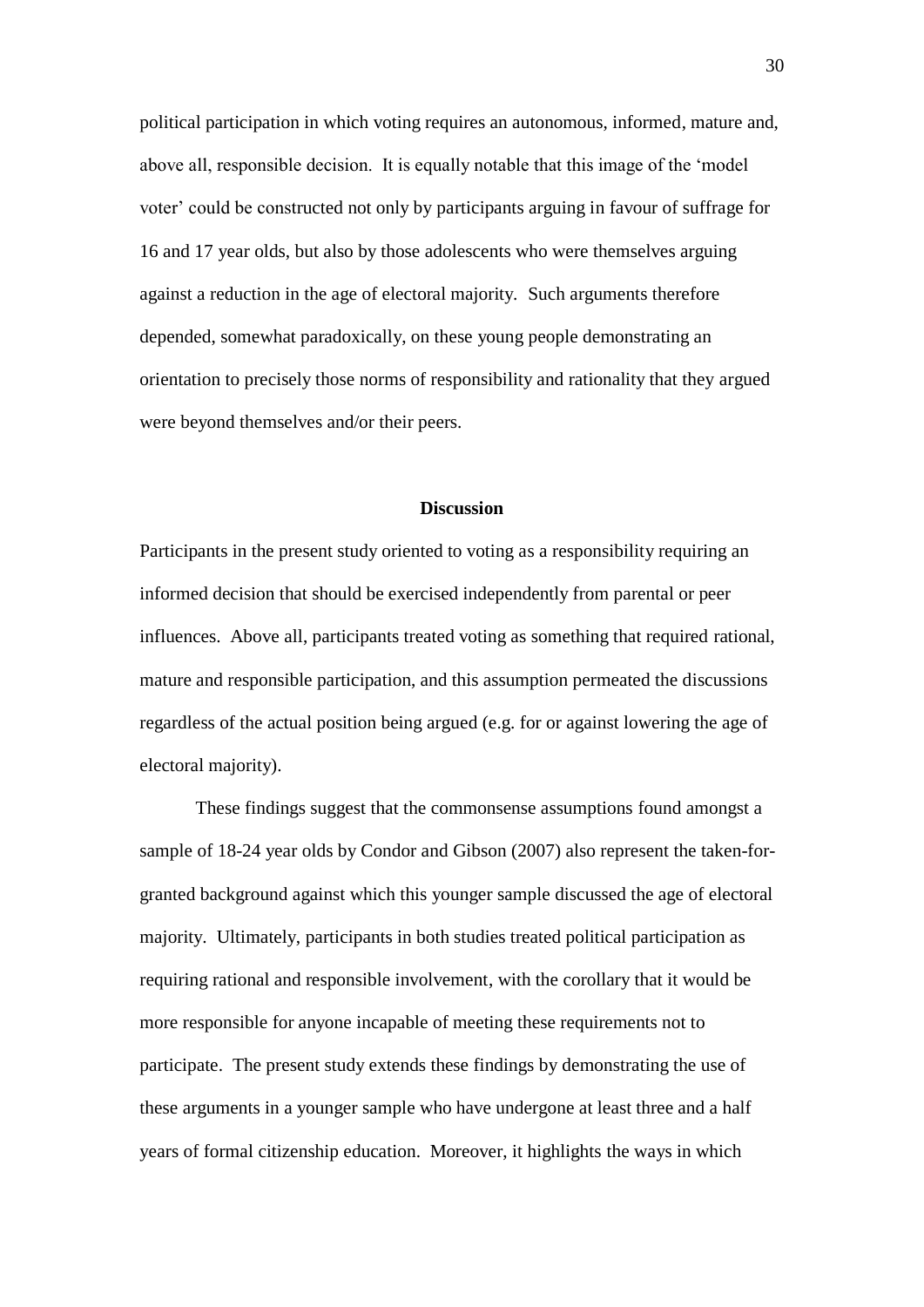political participation in which voting requires an autonomous, informed, mature and, above all, responsible decision. It is equally notable that this image of the 'model voter' could be constructed not only by participants arguing in favour of suffrage for 16 and 17 year olds, but also by those adolescents who were themselves arguing against a reduction in the age of electoral majority. Such arguments therefore depended, somewhat paradoxically, on these young people demonstrating an orientation to precisely those norms of responsibility and rationality that they argued were beyond themselves and/or their peers.

## Discussion

Participants in the present study oriented to voting as a responsibility requiring an informed decision that should be exercised independently from parental or peer influences. Above all, participants treated voting as something that required rational, mature and responsible participation, and this assumption permeated the discussions regardless of the actual position being argued (e.g. for or against lowering the age of electoral majority).

These findings suggest that the commonsense assumptions found amongst a sample of 18-24 year olds by Condor and Gibson (2007) also represent the taken-for-granted background against which this younger sample discussed the age of electoral majority. Ultimately, participants in both studies treated political participation as requiring rational and responsible involvement, with the corollary that it would be more responsible for anyone incapable of meeting these requirements not to participate. The present study extends these findings by demonstrating the use of these arguments in a younger sample who have undergone at least three and a half years of formal citizenship education. Moreover, it highlights the ways in which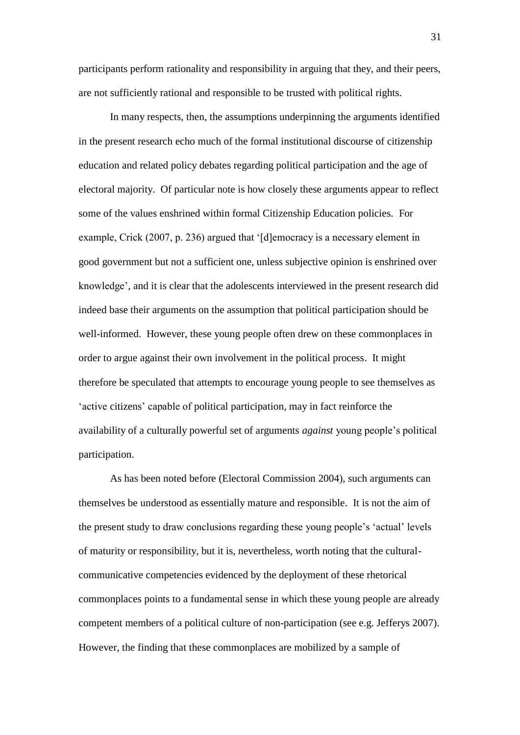participants perform rationality and responsibility in arguing that they, and their peers, are not sufficiently rational and responsible to be trusted with political rights.

In many respects, then, the assumptions underpinning the arguments identified in the present research echo much of the formal institutional discourse of citizenship education and related policy debates regarding political participation and the age of electoral majority. Of particular note is how closely these arguments appear to reflect some of the values enshrined within formal Citizenship Education policies. For example, Crick (2007, p. 236) argued that '[d]emocracy is a necessary element in good government but not a sufficient one, unless subjective opinion is enshrined over knowledge', and it is clear that the adolescents interviewed in the present research did indeed base their arguments on the assumption that political participation should be well-informed. However, these young people often drew on these commonplaces in order to argue against their own involvement in the political process. It might therefore be speculated that attempts to encourage young people to see themselves as 'active citizens' capable of political participation, may in fact reinforce the availability of a culturally powerful set of arguments *against* young people's political participation.

As has been noted before (Electoral Commission 2004), such arguments can themselves be understood as essentially mature and responsible. It is not the aim of the present study to draw conclusions regarding these young people's 'actual' levels of maturity or responsibility, but it is, nevertheless, worth noting that the cultural-communicative competencies evidenced by the deployment of these rhetorical commonplaces points to a fundamental sense in which these young people are already competent members of a political culture of non-participation (see e.g. Jefferys 2007). However, the finding that these commonplaces are mobilized by a sample of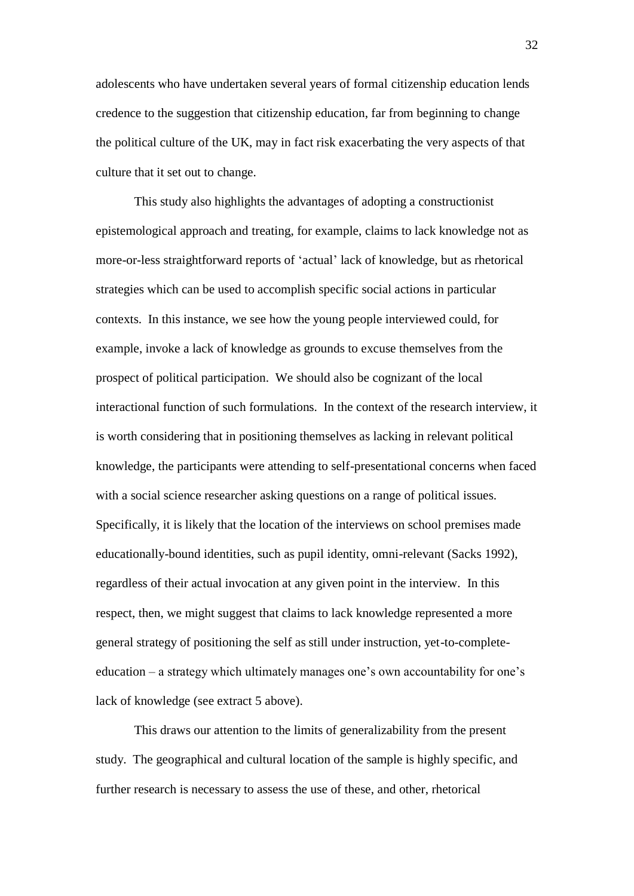adolescents who have undertaken several years of formal citizenship education lends credence to the suggestion that citizenship education, far from beginning to change the political culture of the UK, may in fact risk exacerbating the very aspects of that culture that it set out to change.

This study also highlights the advantages of adopting a constructionist epistemological approach and treating, for example, claims to lack knowledge not as more-or-less straightforward reports of 'actual' lack of knowledge, but as rhetorical strategies which can be used to accomplish specific social actions in particular contexts. In this instance, we see how the young people interviewed could, for example, invoke a lack of knowledge as grounds to excuse themselves from the prospect of political participation. We should also be cognizant of the local interactional function of such formulations. In the context of the research interview, it is worth considering that in positioning themselves as lacking in relevant political knowledge, the participants were attending to self-presentational concerns when faced with a social science researcher asking questions on a range of political issues. Specifically, it is likely that the location of the interviews on school premises made educationally-bound identities, such as pupil identity, omni-relevant (Sacks 1992), regardless of their actual invocation at any given point in the interview. In this respect, then, we might suggest that claims to lack knowledge represented a more general strategy of positioning the self as still under instruction, yet-to-complete-education – a strategy which ultimately manages one's own accountability for one's lack of knowledge (see extract 5 above).

This draws our attention to the limits of generalizability from the present study. The geographical and cultural location of the sample is highly specific, and further research is necessary to assess the use of these, and other, rhetorical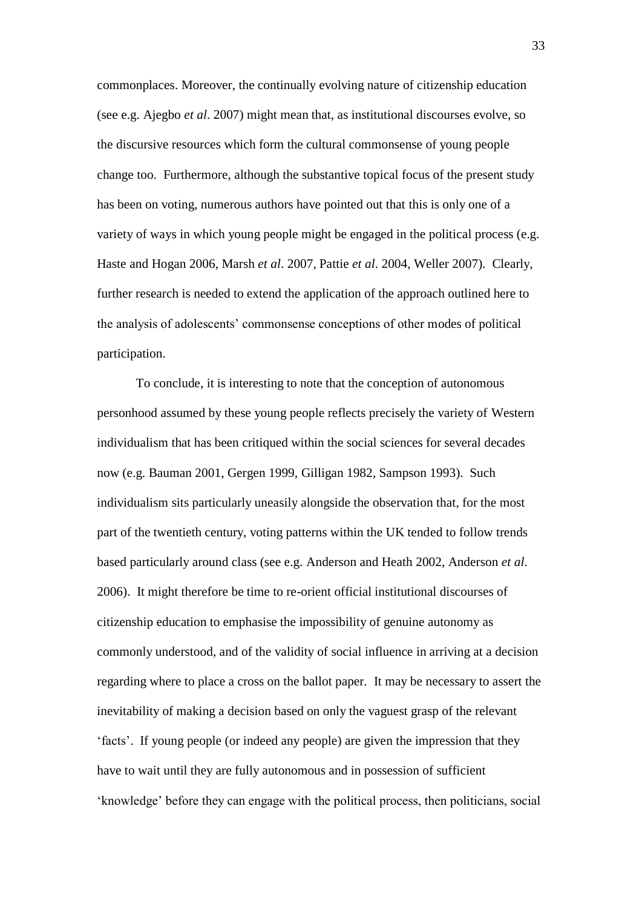commonplaces. Moreover, the continually evolving nature of citizenship education (see e.g. Ajegbo *et al*. 2007) might mean that, as institutional discourses evolve, so the discursive resources which form the cultural commonsense of young people change too. Furthermore, although the substantive topical focus of the present study has been on voting, numerous authors have pointed out that this is only one of a variety of ways in which young people might be engaged in the political process (e.g. Haste and Hogan 2006, Marsh *et al*. 2007, Pattie *et al*. 2004, Weller 2007). Clearly, further research is needed to extend the application of the approach outlined here to the analysis of adolescents' commonsense conceptions of other modes of political participation.

To conclude, it is interesting to note that the conception of autonomous personhood assumed by these young people reflects precisely the variety of Western individualism that has been critiqued within the social sciences for several decades now (e.g. Bauman 2001, Gergen 1999, Gilligan 1982, Sampson 1993). Such individualism sits particularly uneasily alongside the observation that, for the most part of the twentieth century, voting patterns within the UK tended to follow trends based particularly around class (see e.g. Anderson and Heath 2002, Anderson *et al*. 2006). It might therefore be time to re-orient official institutional discourses of citizenship education to emphasise the impossibility of genuine autonomy as commonly understood, and of the validity of social influence in arriving at a decision regarding where to place a cross on the ballot paper. It may be necessary to assert the inevitability of making a decision based on only the vaguest grasp of the relevant 'facts'. If young people (or indeed any people) are given the impression that they have to wait until they are fully autonomous and in possession of sufficient 'knowledge' before they can engage with the political process, then politicians, social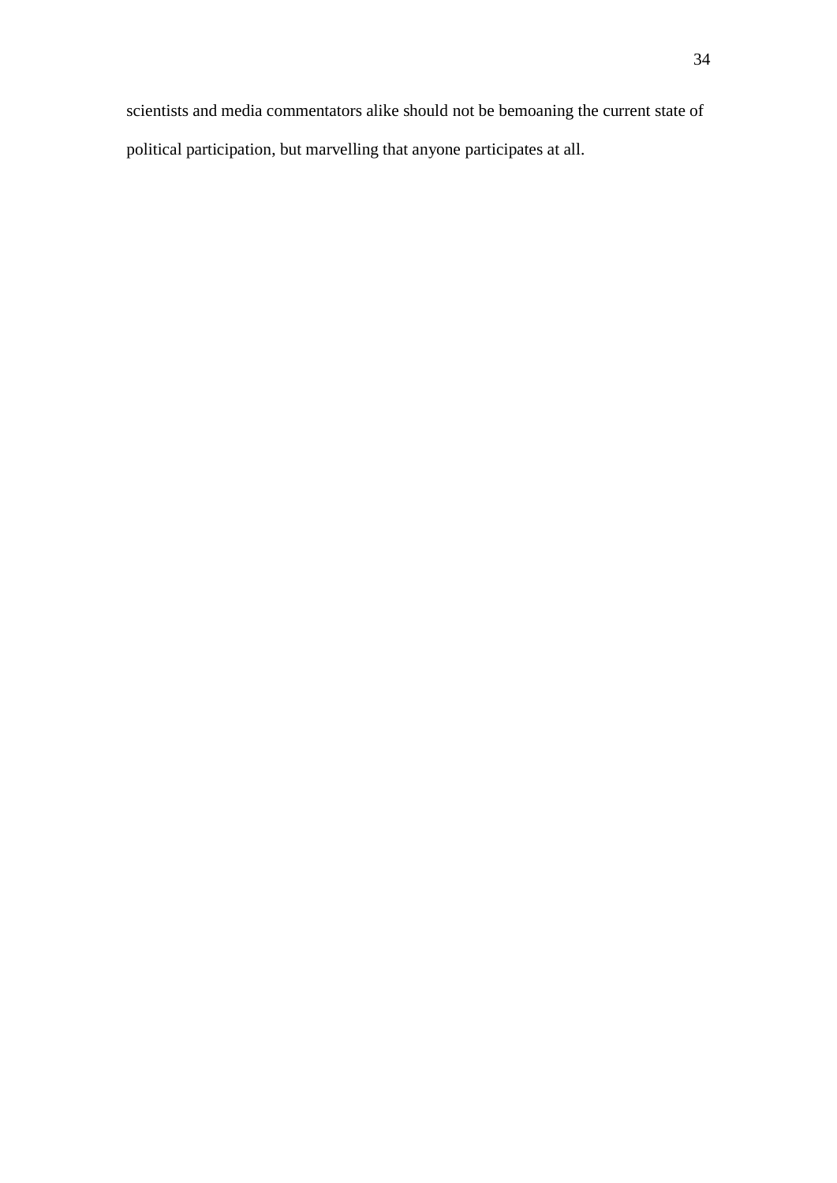scientists and media commentators alike should not be bemoaning the current state of political participation, but marvelling that anyone participates at all.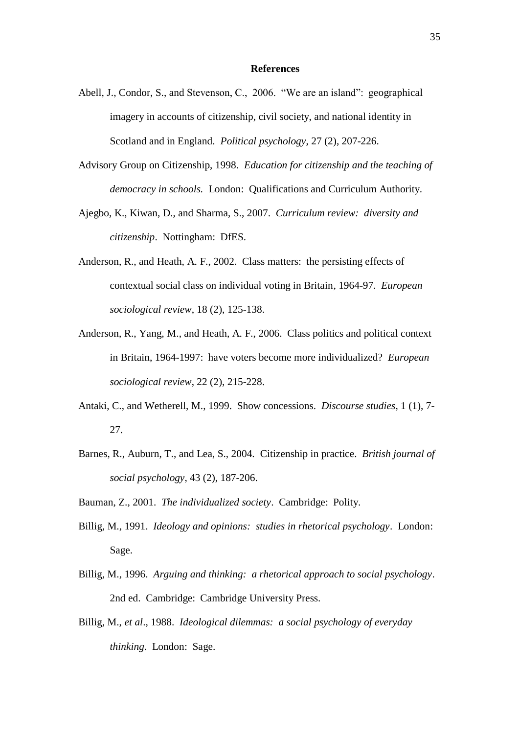## References

Abell, J., Condor, S., and Stevenson, C., 2006. "We are an island": geographical imagery in accounts of citizenship, civil society, and national identity in Scotland and in England. *Political psychology*, 27 (2), 207-226.

Advisory Group on Citizenship, 1998. *Education for citizenship and the teaching of democracy in schools.* London: Qualifications and Curriculum Authority.

Ajegbo, K., Kiwan, D., and Sharma, S., 2007. *Curriculum review: diversity and citizenship*. Nottingham: DfES.

Anderson, R., and Heath, A. F., 2002. Class matters: the persisting effects of contextual social class on individual voting in Britain, 1964-97. *European sociological review*, 18 (2), 125-138.

Anderson, R., Yang, M., and Heath, A. F., 2006. Class politics and political context in Britain, 1964-1997: have voters become more individualized? *European sociological review*, 22 (2), 215-228.

Antaki, C., and Wetherell, M., 1999. Show concessions. *Discourse studies*, 1 (1), 7-27.

Barnes, R., Auburn, T., and Lea, S., 2004. Citizenship in practice. *British journal of social psychology*, 43 (2), 187-206.

Bauman, Z., 2001. *The individualized society*. Cambridge: Polity.

Billig, M., 1991. *Ideology and opinions: studies in rhetorical psychology*. London: Sage.

Billig, M., 1996. *Arguing and thinking: a rhetorical approach to social psychology*. 2nd ed. Cambridge: Cambridge University Press.

Billig, M., *et al*., 1988. *Ideological dilemmas: a social psychology of everyday thinking*. London: Sage.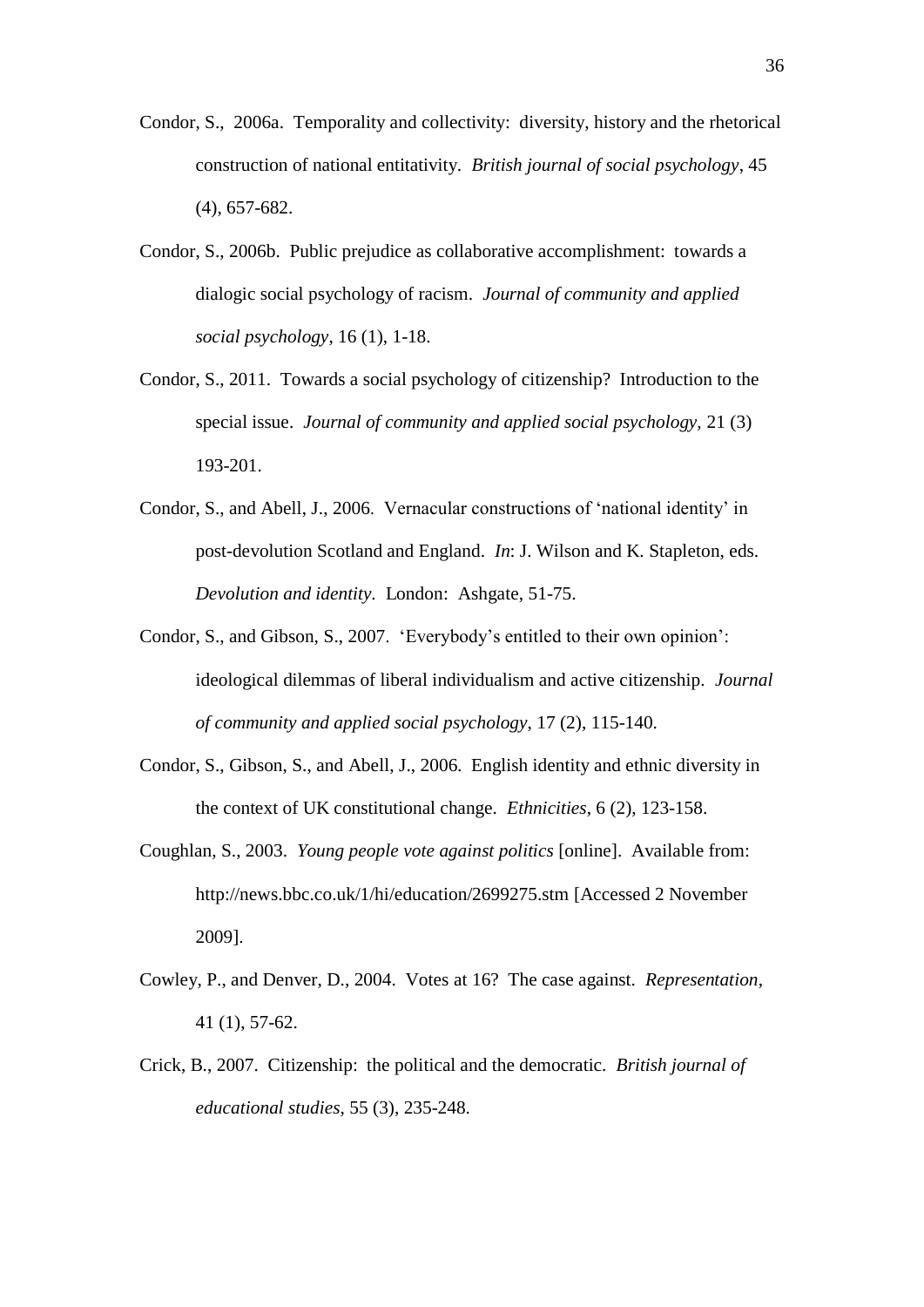Condor, S., 2006a. Temporality and collectivity: diversity, history and the rhetorical construction of national entitativity. *British journal of social psychology*, 45 (4), 657-682.

Condor, S., 2006b. Public prejudice as collaborative accomplishment: towards a dialogic social psychology of racism. *Journal of community and applied social psychology*, 16 (1), 1-18.

Condor, S., 2011. Towards a social psychology of citizenship? Introduction to the special issue. *Journal of community and applied social psychology*, 21 (3) 193-201.

Condor, S., and Abell, J., 2006. Vernacular constructions of 'national identity' in post-devolution Scotland and England. *In*: J. Wilson and K. Stapleton, eds. *Devolution and identity*. London: Ashgate, 51-75.

Condor, S., and Gibson, S., 2007. 'Everybody's entitled to their own opinion': ideological dilemmas of liberal individualism and active citizenship. *Journal of community and applied social psychology*, 17 (2), 115-140.

Condor, S., Gibson, S., and Abell, J., 2006. English identity and ethnic diversity in the context of UK constitutional change. *Ethnicities*, 6 (2), 123-158.

Coughlan, S., 2003. *Young people vote against politics* [online]. Available from: http://news.bbc.co.uk/1/hi/education/2699275.stm [Accessed 2 November 2009].

Cowley, P., and Denver, D., 2004. Votes at 16? The case against. *Representation*, 41 (1), 57-62.

Crick, B., 2007. Citizenship: the political and the democratic. *British journal of educational studies*, 55 (3), 235-248.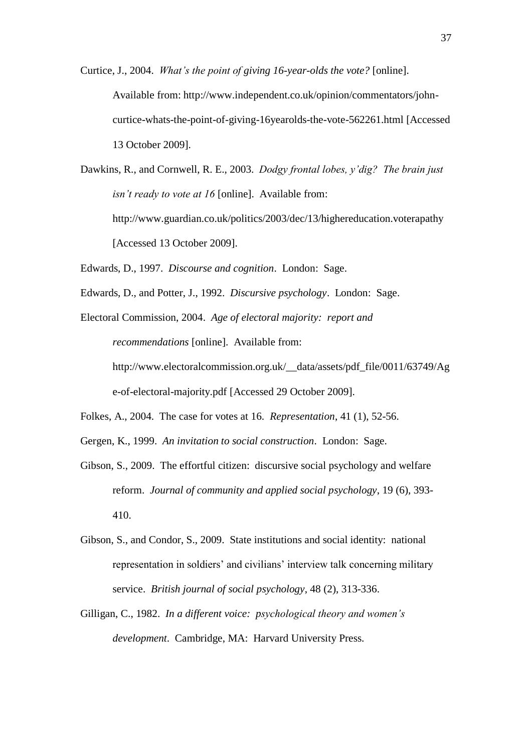Curtice, J., 2004. *What's the point of giving 16-year-olds the vote?* [online]. Available from: http://www.independent.co.uk/opinion/commentators/john-curtice-whats-the-point-of-giving-16yearolds-the-vote-562261.html [Accessed 13 October 2009].

Dawkins, R., and Cornwell, R. E., 2003. *Dodgy frontal lobes, y'dig? The brain just isn't ready to vote at 16* [online]. Available from: http://www.guardian.co.uk/politics/2003/dec/13/highereducation.voterapathy [Accessed 13 October 2009].

Edwards, D., 1997. *Discourse and cognition*. London: Sage.

Edwards, D., and Potter, J., 1992. *Discursive psychology*. London: Sage.

Electoral Commission, 2004. *Age of electoral majority: report and recommendations* [online]. Available from: http://www.electoralcommission.org.uk/__data/assets/pdf_file/0011/63749/Age-of-electoral-majority.pdf [Accessed 29 October 2009].

Folkes, A., 2004. The case for votes at 16. *Representation*, 41 (1), 52-56.

Gergen, K., 1999. *An invitation to social construction*. London: Sage.

Gibson, S., 2009. The effortful citizen: discursive social psychology and welfare reform. *Journal of community and applied social psychology*, 19 (6), 393-410.

Gibson, S., and Condor, S., 2009. State institutions and social identity: national representation in soldiers' and civilians' interview talk concerning military service. *British journal of social psychology*, 48 (2), 313-336.

Gilligan, C., 1982. *In a different voice: psychological theory and women's development*. Cambridge, MA: Harvard University Press.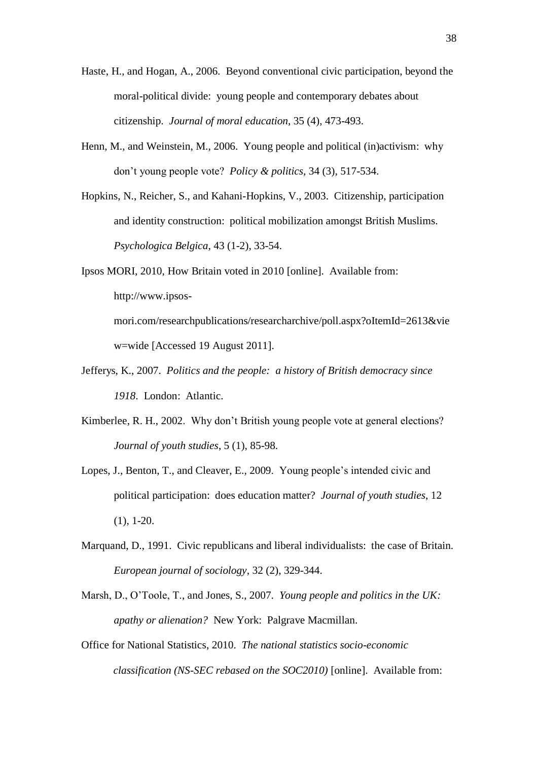Haste, H., and Hogan, A., 2006. Beyond conventional civic participation, beyond the moral-political divide: young people and contemporary debates about citizenship. *Journal of moral education*, 35 (4), 473-493.

Henn, M., and Weinstein, M., 2006. Young people and political (in)activism: why don't young people vote? *Policy & politics*, 34 (3), 517-534.

Hopkins, N., Reicher, S., and Kahani-Hopkins, V., 2003. Citizenship, participation and identity construction: political mobilization amongst British Muslims. *Psychologica Belgica*, 43 (1-2), 33-54.

Ipsos MORI, 2010, How Britain voted in 2010 [online]. Available from: http://www.ipsos-mori.com/researchpublications/researcharchive/poll.aspx?oItemId=2613&view=wide [Accessed 19 August 2011].

Jefferys, K., 2007. *Politics and the people: a history of British democracy since 1918*. London: Atlantic.

Kimberlee, R. H., 2002. Why don't British young people vote at general elections? *Journal of youth studies*, 5 (1), 85-98.

Lopes, J., Benton, T., and Cleaver, E., 2009. Young people's intended civic and political participation: does education matter? *Journal of youth studies*, 12 (1), 1-20.

Marquand, D., 1991. Civic republicans and liberal individualists: the case of Britain. *European journal of sociology*, 32 (2), 329-344.

Marsh, D., O'Toole, T., and Jones, S., 2007. *Young people and politics in the UK: apathy or alienation?* New York: Palgrave Macmillan.

Office for National Statistics, 2010. *The national statistics socio-economic classification (NS-SEC rebased on the SOC2010)* [online]. Available from: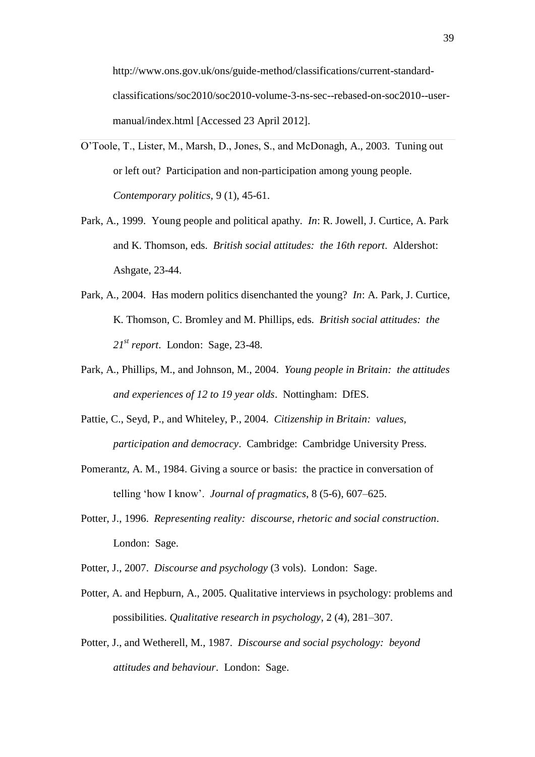http://www.ons.gov.uk/ons/guide-method/classifications/current-standard-classifications/soc2010/soc2010-volume-3-ns-sec--rebased-on-soc2010--user-manual/index.html [Accessed 23 April 2012].

O'Toole, T., Lister, M., Marsh, D., Jones, S., and McDonagh, A., 2003. Tuning out or left out? Participation and non-participation among young people. *Contemporary politics*, 9 (1), 45-61.

Park, A., 1999. Young people and political apathy. *In*: R. Jowell, J. Curtice, A. Park and K. Thomson, eds. *British social attitudes: the 16th report*. Aldershot: Ashgate, 23-44.

Park, A., 2004. Has modern politics disenchanted the young? *In*: A. Park, J. Curtice, K. Thomson, C. Bromley and M. Phillips, eds. *British social attitudes: the 21st report*. London: Sage, 23-48.

Park, A., Phillips, M., and Johnson, M., 2004. *Young people in Britain: the attitudes and experiences of 12 to 19 year olds*. Nottingham: DfES.

Pattie, C., Seyd, P., and Whiteley, P., 2004. *Citizenship in Britain: values, participation and democracy*. Cambridge: Cambridge University Press.

Pomerantz, A. M., 1984. Giving a source or basis: the practice in conversation of telling 'how I know'. *Journal of pragmatics*, 8 (5-6), 607–625.

Potter, J., 1996. *Representing reality: discourse, rhetoric and social construction*. London: Sage.

Potter, J., 2007. *Discourse and psychology* (3 vols). London: Sage.

Potter, A. and Hepburn, A., 2005. Qualitative interviews in psychology: problems and possibilities. *Qualitative research in psychology*, 2 (4), 281–307.

Potter, J., and Wetherell, M., 1987. *Discourse and social psychology: beyond attitudes and behaviour*. London: Sage.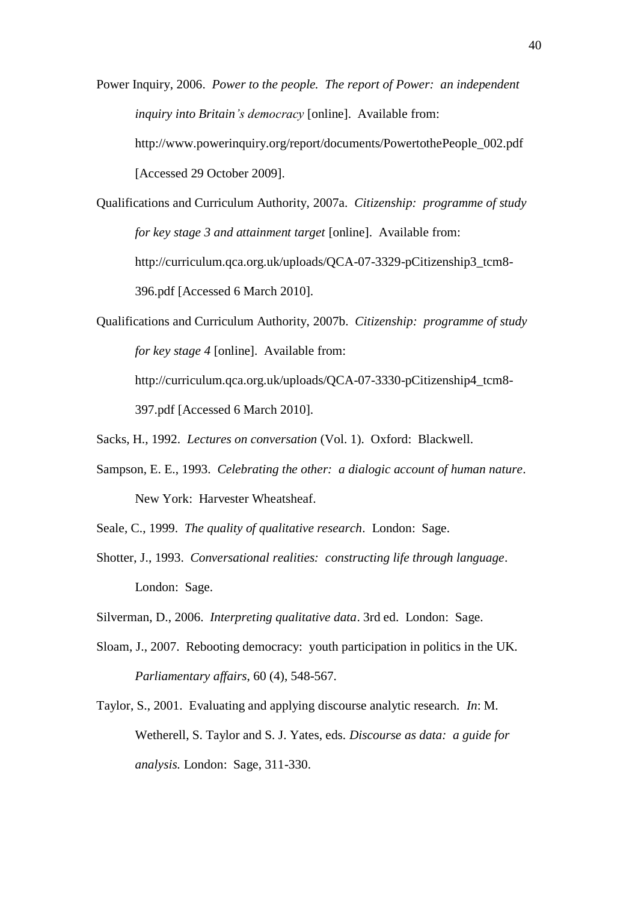Power Inquiry, 2006. *Power to the people. The report of Power: an independent inquiry into Britain's democracy* [online]. Available from: http://www.powerinquiry.org/report/documents/PowertothePeople_002.pdf [Accessed 29 October 2009].

Qualifications and Curriculum Authority, 2007a. *Citizenship: programme of study for key stage 3 and attainment target* [online]. Available from: http://curriculum.qca.org.uk/uploads/QCA-07-3329-pCitizenship3_tcm8-396.pdf [Accessed 6 March 2010].

Qualifications and Curriculum Authority, 2007b. *Citizenship: programme of study for key stage 4* [online]. Available from: http://curriculum.qca.org.uk/uploads/QCA-07-3330-pCitizenship4_tcm8-397.pdf [Accessed 6 March 2010].

Sacks, H., 1992. *Lectures on conversation* (Vol. 1). Oxford: Blackwell.

Sampson, E. E., 1993. *Celebrating the other: a dialogic account of human nature*. New York: Harvester Wheatsheaf.

Seale, C., 1999. *The quality of qualitative research*. London: Sage.

Shotter, J., 1993. *Conversational realities: constructing life through language*. London: Sage.

Silverman, D., 2006. *Interpreting qualitative data*. 3rd ed. London: Sage.

Sloam, J., 2007. Rebooting democracy: youth participation in politics in the UK. *Parliamentary affairs*, 60 (4), 548-567.

Taylor, S., 2001. Evaluating and applying discourse analytic research. *In*: M. Wetherell, S. Taylor and S. J. Yates, eds. *Discourse as data: a guide for analysis.* London: Sage, 311-330.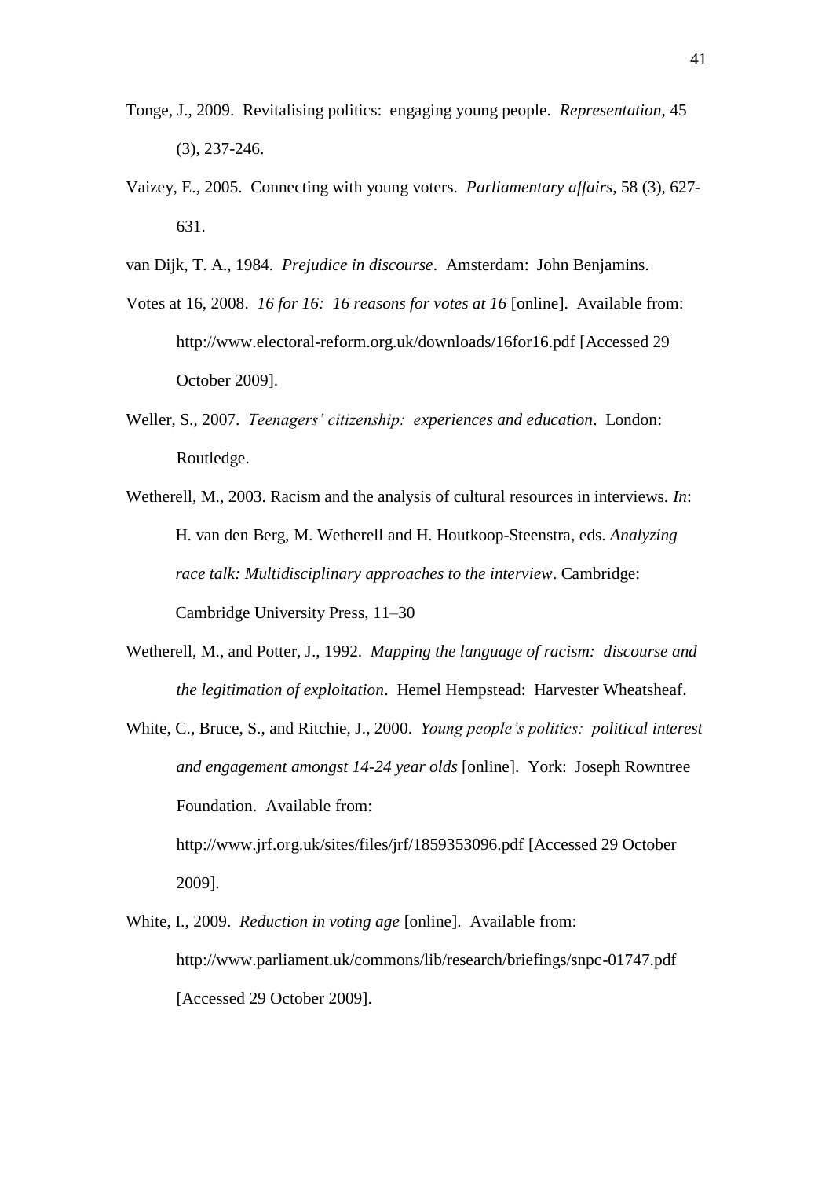Tonge, J., 2009. Revitalising politics: engaging young people. *Representation*, 45 (3), 237-246.

Vaizey, E., 2005. Connecting with young voters. *Parliamentary affairs*, 58 (3), 627-631.

van Dijk, T. A., 1984. *Prejudice in discourse*. Amsterdam: John Benjamins.

Votes at 16, 2008. *16 for 16: 16 reasons for votes at 16* [online]. Available from: http://www.electoral-reform.org.uk/downloads/16for16.pdf [Accessed 29 October 2009].

Weller, S., 2007. *Teenagers' citizenship: experiences and education*. London: Routledge.

Wetherell, M., 2003. Racism and the analysis of cultural resources in interviews. *In*: H. van den Berg, M. Wetherell and H. Houtkoop-Steenstra, eds. *Analyzing race talk: Multidisciplinary approaches to the interview*. Cambridge: Cambridge University Press, 11–30

Wetherell, M., and Potter, J., 1992. *Mapping the language of racism: discourse and the legitimation of exploitation*. Hemel Hempstead: Harvester Wheatsheaf.

White, C., Bruce, S., and Ritchie, J., 2000. *Young people's politics: political interest and engagement amongst 14-24 year olds* [online]. York: Joseph Rowntree Foundation. Available from: http://www.jrf.org.uk/sites/files/jrf/1859353096.pdf [Accessed 29 October 2009].

White, I., 2009. *Reduction in voting age* [online]. Available from: http://www.parliament.uk/commons/lib/research/briefings/snpc-01747.pdf [Accessed 29 October 2009].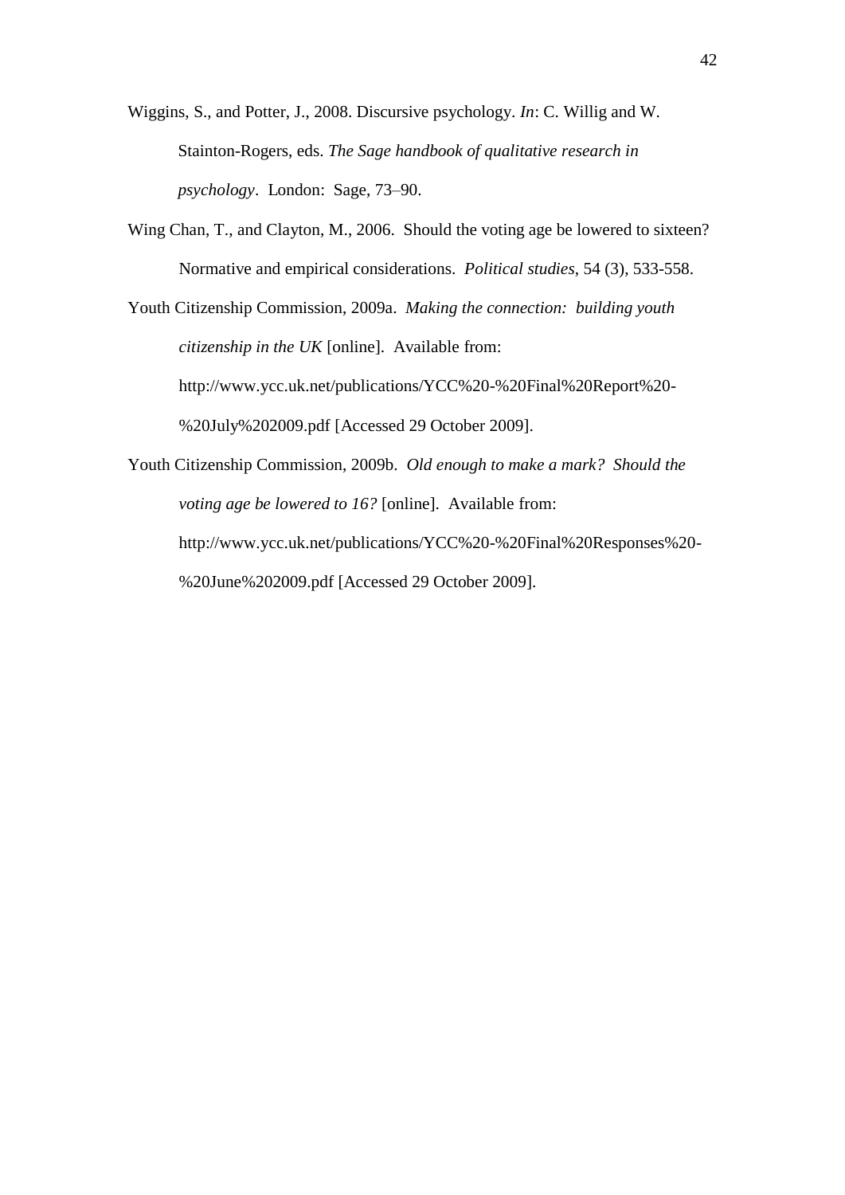Wiggins, S., and Potter, J., 2008. Discursive psychology. *In*: C. Willig and W. Stainton-Rogers, eds. *The Sage handbook of qualitative research in psychology*. London: Sage, 73–90.

Wing Chan, T., and Clayton, M., 2006. Should the voting age be lowered to sixteen? Normative and empirical considerations. *Political studies*, 54 (3), 533-558.

Youth Citizenship Commission, 2009a. *Making the connection: building youth citizenship in the UK* [online]. Available from: http://www.ycc.uk.net/publications/YCC%20-%20Final%20Report%20-%20July%202009.pdf [Accessed 29 October 2009].

Youth Citizenship Commission, 2009b. *Old enough to make a mark? Should the voting age be lowered to 16?* [online]. Available from: http://www.ycc.uk.net/publications/YCC%20-%20Final%20Responses%20-%20June%202009.pdf [Accessed 29 October 2009].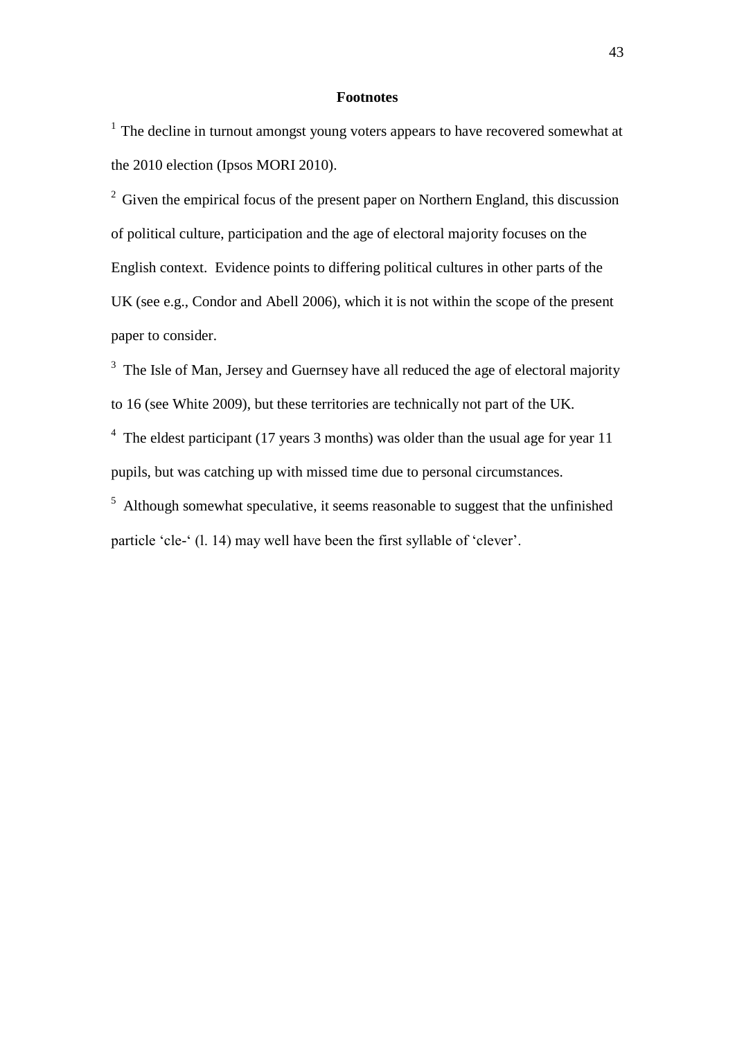## Footnotes

[1] The decline in turnout amongst young voters appears to have recovered somewhat at the 2010 election (Ipsos MORI 2010).

[2] Given the empirical focus of the present paper on Northern England, this discussion of political culture, participation and the age of electoral majority focuses on the English context. Evidence points to differing political cultures in other parts of the UK (see e.g., Condor and Abell 2006), which it is not within the scope of the present paper to consider.

[3] The Isle of Man, Jersey and Guernsey have all reduced the age of electoral majority to 16 (see White 2009), but these territories are technically not part of the UK.

[4] The eldest participant (17 years 3 months) was older than the usual age for year 11 pupils, but was catching up with missed time due to personal circumstances.

[5] Although somewhat speculative, it seems reasonable to suggest that the unfinished particle 'cle-' (l. 14) may well have been the first syllable of 'clever'.